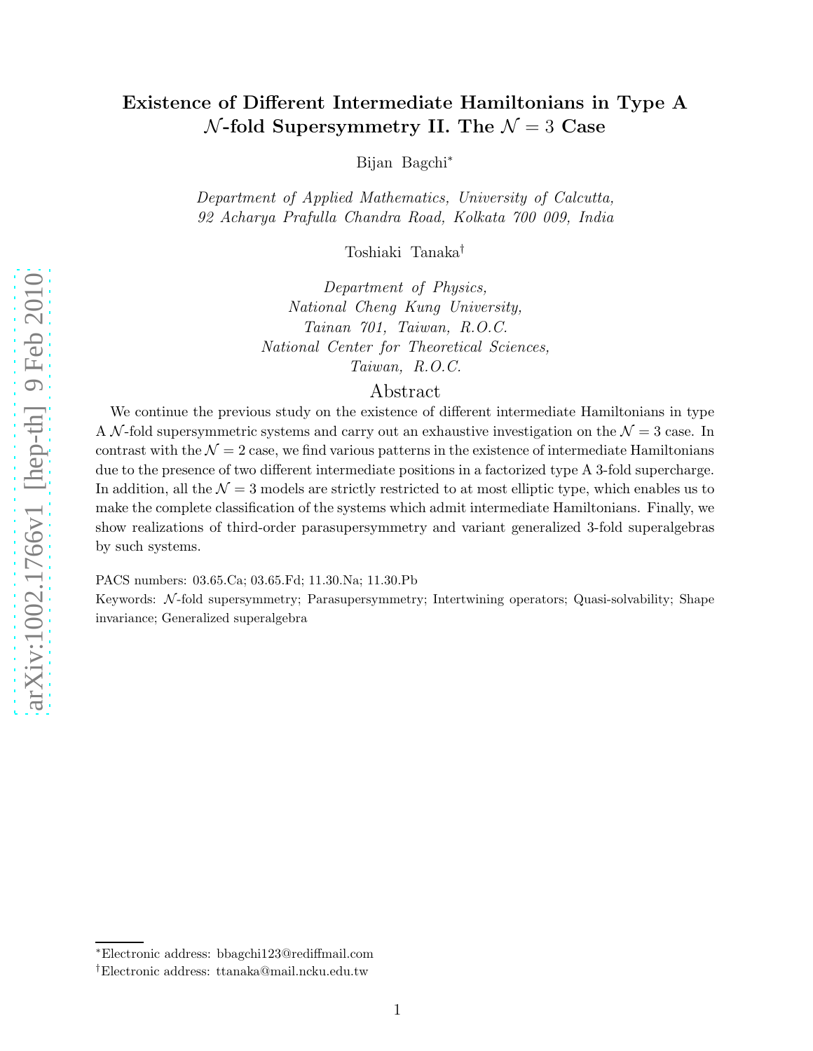# Existence of Different Intermediate Hamiltonians in Type A $\mathcal{N}$-fold Supersymmetry II. The $\mathcal{N} = 3$ Case

Bijan Bagchi[*]

*Department of Applied Mathematics, University of Calcutta,*
*92 Acharya Prafulla Chandra Road, Kolkata 700 009, India*

Toshiaki Tanaka[†]

*Department of Physics,*
*National Cheng Kung University,*
*Tainan 701, Taiwan, R.O.C.*
*National Center for Theoretical Sciences,*
*Taiwan, R.O.C.*

## Abstract

We continue the previous study on the existence of different intermediate Hamiltonians in type A $\mathcal{N}$-fold supersymmetric systems and carry out an exhaustive investigation on the $\mathcal{N} = 3$ case. In contrast with the $\mathcal{N} = 2$ case, we find various patterns in the existence of intermediate Hamiltonians due to the presence of two different intermediate positions in a factorized type A 3-fold supercharge. In addition, all the $\mathcal{N} = 3$ models are strictly restricted to at most elliptic type, which enables us to make the complete classification of the systems which admit intermediate Hamiltonians. Finally, we show realizations of third-order parasupersymmetry and variant generalized 3-fold superalgebras by such systems.

PACS numbers: 03.65.Ca; 03.65.Fd; 11.30.Na; 11.30.Pb

Keywords: $\mathcal{N}$-fold supersymmetry; Parasupersymmetry; Intertwining operators; Quasi-solvability; Shape invariance; Generalized superalgebra

[*]Electronic address: bbagchi123@rediffmail.com

[†]Electronic address: ttanaka@mail.ncku.edu.tw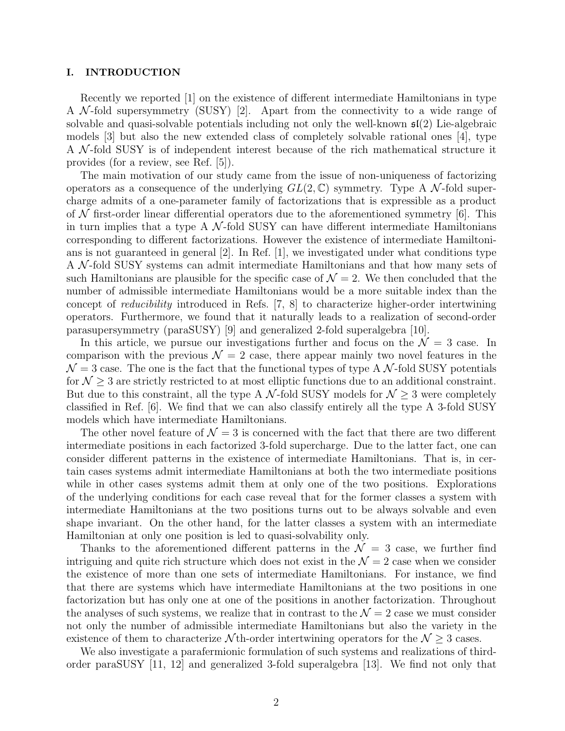## I. INTRODUCTION

Recently we reported [1] on the existence of different intermediate Hamiltonians in type A $\mathcal{N}$-fold supersymmetry (SUSY) [2]. Apart from the connectivity to a wide range of solvable and quasi-solvable potentials including not only the well-known $\mathfrak{sl}(2)$ Lie-algebraic models [3] but also the new extended class of completely solvable rational ones [4], type A $\mathcal{N}$-fold SUSY is of independent interest because of the rich mathematical structure it provides (for a review, see Ref. [5]).

The main motivation of our study came from the issue of non-uniqueness of factorizing operators as a consequence of the underlying $GL(2, \mathbb{C})$ symmetry. Type A $\mathcal{N}$-fold supercharge admits of a one-parameter family of factorizations that is expressible as a product of $\mathcal{N}$ first-order linear differential operators due to the aforementioned symmetry [6]. This in turn implies that a type A $\mathcal{N}$-fold SUSY can have different intermediate Hamiltonians corresponding to different factorizations. However the existence of intermediate Hamiltonians is not guaranteed in general [2]. In Ref. [1], we investigated under what conditions type A $\mathcal{N}$-fold SUSY systems can admit intermediate Hamiltonians and that how many sets of such Hamiltonians are plausible for the specific case of $\mathcal{N} = 2$. We then concluded that the number of admissible intermediate Hamiltonians would be a more suitable index than the concept of *reducibility* introduced in Refs. [7, 8] to characterize higher-order intertwining operators. Furthermore, we found that it naturally leads to a realization of second-order parasupersymmetry (paraSUSY) [9] and generalized 2-fold superalgebra [10].

In this article, we pursue our investigations further and focus on the $\mathcal{N} = 3$ case. In comparison with the previous $\mathcal{N} = 2$ case, there appear mainly two novel features in the $\mathcal{N} = 3$ case. The one is the fact that the functional types of type A $\mathcal{N}$-fold SUSY potentials for $\mathcal{N} \geq 3$ are strictly restricted to at most elliptic functions due to an additional constraint. But due to this constraint, all the type A $\mathcal{N}$-fold SUSY models for $\mathcal{N} \geq 3$ were completely classified in Ref. [6]. We find that we can also classify entirely all the type A 3-fold SUSY models which have intermediate Hamiltonians.

The other novel feature of $\mathcal{N} = 3$ is concerned with the fact that there are two different intermediate positions in each factorized 3-fold supercharge. Due to the latter fact, one can consider different patterns in the existence of intermediate Hamiltonians. That is, in certain cases systems admit intermediate Hamiltonians at both the two intermediate positions while in other cases systems admit them at only one of the two positions. Explorations of the underlying conditions for each case reveal that for the former classes a system with intermediate Hamiltonians at the two positions turns out to be always solvable and even shape invariant. On the other hand, for the latter classes a system with an intermediate Hamiltonian at only one position is led to quasi-solvability only.

Thanks to the aforementioned different patterns in the $\mathcal{N} = 3$ case, we further find intriguing and quite rich structure which does not exist in the $\mathcal{N} = 2$ case when we consider the existence of more than one sets of intermediate Hamiltonians. For instance, we find that there are systems which have intermediate Hamiltonians at the two positions in one factorization but has only one at one of the positions in another factorization. Throughout the analyses of such systems, we realize that in contrast to the $\mathcal{N} = 2$ case we must consider not only the number of admissible intermediate Hamiltonians but also the variety in the existence of them to characterize $\mathcal{N}$th-order intertwining operators for the $\mathcal{N} \geq 3$ cases.

We also investigate a parafermionic formulation of such systems and realizations of third-order paraSUSY [11, 12] and generalized 3-fold superalgebra [13]. We find not only that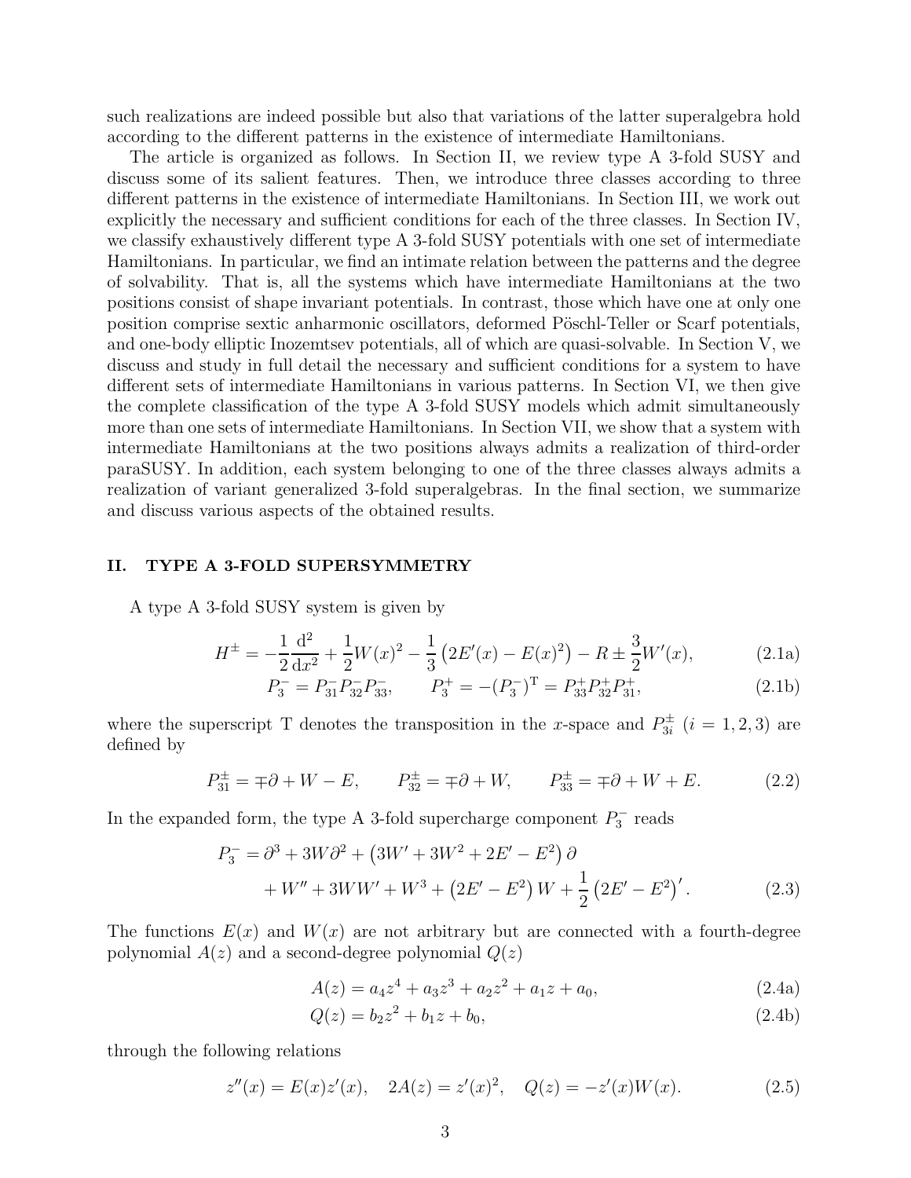such realizations are indeed possible but also that variations of the latter superalgebra hold according to the different patterns in the existence of intermediate Hamiltonians.

The article is organized as follows. In Section II, we review type A 3-fold SUSY and discuss some of its salient features. Then, we introduce three classes according to three different patterns in the existence of intermediate Hamiltonians. In Section III, we work out explicitly the necessary and sufficient conditions for each of the three classes. In Section IV, we classify exhaustively different type A 3-fold SUSY potentials with one set of intermediate Hamiltonians. In particular, we find an intimate relation between the patterns and the degree of solvability. That is, all the systems which have intermediate Hamiltonians at the two positions consist of shape invariant potentials. In contrast, those which have one at only one position comprise sextic anharmonic oscillators, deformed Pöschl-Teller or Scarf potentials, and one-body elliptic Inozemtsev potentials, all of which are quasi-solvable. In Section V, we discuss and study in full detail the necessary and sufficient conditions for a system to have different sets of intermediate Hamiltonians in various patterns. In Section VI, we then give the complete classification of the type A 3-fold SUSY models which admit simultaneously more than one sets of intermediate Hamiltonians. In Section VII, we show that a system with intermediate Hamiltonians at the two positions always admits a realization of third-order paraSUSY. In addition, each system belonging to one of the three classes always admits a realization of variant generalized 3-fold superalgebras. In the final section, we summarize and discuss various aspects of the obtained results.

## II. TYPE A 3-FOLD SUPERSYMMETRY

A type A 3-fold SUSY system is given by

$$H^{\pm} = -\frac{1}{2}\frac{\mathrm{d}^2}{\mathrm{d}x^2} + \frac{1}{2}W(x)^2 - \frac{1}{3}\left(2E'(x) - E(x)^2\right) - R \pm \frac{3}{2}W'(x), \tag{2.1a}$$

$$P_3^- = P_{31}^- P_{32}^- P_{33}^-, \qquad P_3^+ = -(P_3^-)^{\mathrm{T}} = P_{33}^+ P_{32}^+ P_{31}^+, \tag{2.1b}$$

where the superscript T denotes the transposition in the $x$-space and $P_{3i}^{\pm}$ ($i = 1, 2, 3$) are defined by

$$P_{31}^{\pm} = \mp\partial + W - E, \qquad P_{32}^{\pm} = \mp\partial + W, \qquad P_{33}^{\pm} = \mp\partial + W + E. \tag{2.2}$$

In the expanded form, the type A 3-fold supercharge component $P_3^-$ reads

$$\begin{aligned} P_3^- = \partial^3 &+ 3W\partial^2 + \left(3W' + 3W^2 + 2E' - E^2\right)\partial \\ &+ W'' + 3WW' + W^3 + \left(2E' - E^2\right)W + \frac{1}{2}\left(2E' - E^2\right)'. \end{aligned} \tag{2.3}$$

The functions $E(x)$ and $W(x)$ are not arbitrary but are connected with a fourth-degree polynomial $A(z)$ and a second-degree polynomial $Q(z)$

$$A(z) = a_4 z^4 + a_3 z^3 + a_2 z^2 + a_1 z + a_0, \tag{2.4a}$$

$$Q(z) = b_2 z^2 + b_1 z + b_0, \tag{2.4b}$$

through the following relations

$$z''(x) = E(x)z'(x), \quad 2A(z) = z'(x)^2, \quad Q(z) = -z'(x)W(x). \tag{2.5}$$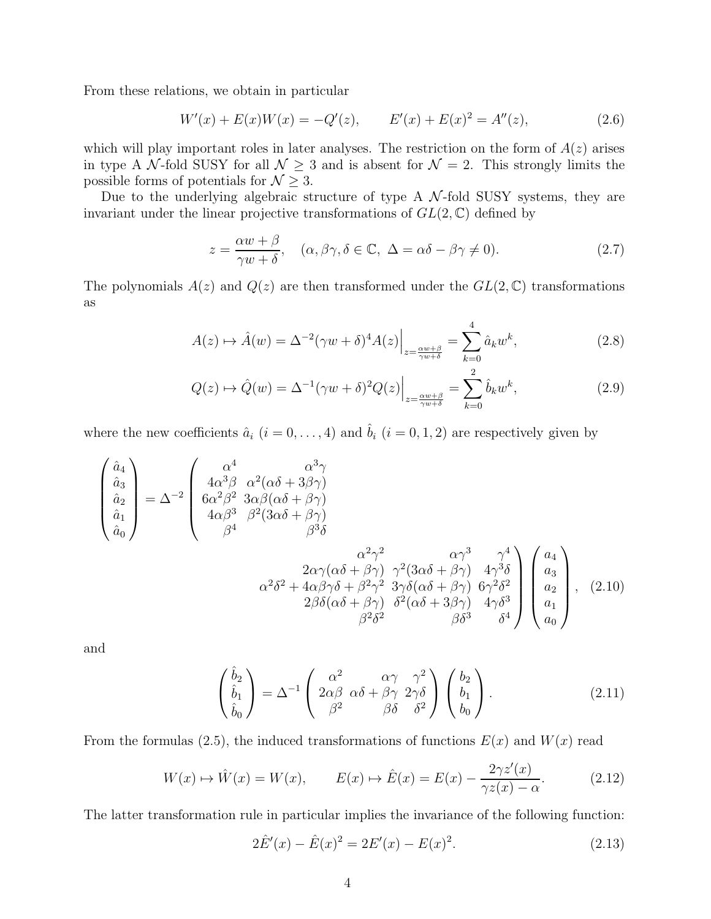From these relations, we obtain in particular

$$W'(x) + E(x)W(x) = -Q'(z), \qquad E'(x) + E(x)^2 = A''(z), \tag{2.6}$$

which will play important roles in later analyses. The restriction on the form of $A(z)$ arises in type A $\mathcal{N}$-fold SUSY for all $\mathcal{N} \geq 3$ and is absent for $\mathcal{N} = 2$. This strongly limits the possible forms of potentials for $\mathcal{N} \geq 3$.

Due to the underlying algebraic structure of type A $\mathcal{N}$-fold SUSY systems, they are invariant under the linear projective transformations of $GL(2, \mathbb{C})$ defined by

$$z = \frac{\alpha w + \beta}{\gamma w + \delta}, \quad (\alpha, \beta\gamma, \delta \in \mathbb{C},\ \Delta = \alpha\delta - \beta\gamma \neq 0). \tag{2.7}$$

The polynomials $A(z)$ and $Q(z)$ are then transformed under the $GL(2, \mathbb{C})$ transformations as

$$A(z) \mapsto \hat{A}(w) = \Delta^{-2}(\gamma w + \delta)^4 A(z)\Big|_{z=\frac{\alpha w+\beta}{\gamma w+\delta}} = \sum_{k=0}^{4} \hat{a}_k w^k, \tag{2.8}$$

$$Q(z) \mapsto \hat{Q}(w) = \Delta^{-1}(\gamma w + \delta)^2 Q(z)\Big|_{z=\frac{\alpha w+\beta}{\gamma w+\delta}} = \sum_{k=0}^{2} \hat{b}_k w^k, \tag{2.9}$$

where the new coefficients $\hat{a}_i$ $(i = 0, \ldots, 4)$ and $\hat{b}_i$ $(i = 0, 1, 2)$ are respectively given by

$$\begin{pmatrix} \hat{a}_4 \\ \hat{a}_3 \\ \hat{a}_2 \\ \hat{a}_1 \\ \hat{a}_0 \end{pmatrix} = \Delta^{-2} \begin{pmatrix} \alpha^4 & \alpha^3\gamma & \alpha^2\gamma^2 & \alpha\gamma^3 & \gamma^4 \\ 4\alpha^3\beta & \alpha^2(\alpha\delta + 3\beta\gamma) & 2\alpha\gamma(\alpha\delta + \beta\gamma) & \gamma^2(3\alpha\delta + \beta\gamma) & 4\gamma^3\delta \\ 6\alpha^2\beta^2 & 3\alpha\beta(\alpha\delta + \beta\gamma) & \alpha^2\delta^2 + 4\alpha\beta\gamma\delta + \beta^2\gamma^2 & 3\gamma\delta(\alpha\delta + \beta\gamma) & 6\gamma^2\delta^2 \\ 4\alpha\beta^3 & \beta^2(3\alpha\delta + \beta\gamma) & 2\beta\delta(\alpha\delta + \beta\gamma) & \delta^2(\alpha\delta + 3\beta\gamma) & 4\gamma\delta^3 \\ \beta^4 & \beta^3\delta & \beta^2\delta^2 & \beta\delta^3 & \delta^4 \end{pmatrix} \begin{pmatrix} a_4 \\ a_3 \\ a_2 \\ a_1 \\ a_0 \end{pmatrix}, \tag{2.10}$$

and

$$\begin{pmatrix} \hat{b}_2 \\ \hat{b}_1 \\ \hat{b}_0 \end{pmatrix} = \Delta^{-1} \begin{pmatrix} \alpha^2 & \alpha\gamma & \gamma^2 \\ 2\alpha\beta & \alpha\delta + \beta\gamma & 2\gamma\delta \\ \beta^2 & \beta\delta & \delta^2 \end{pmatrix} \begin{pmatrix} b_2 \\ b_1 \\ b_0 \end{pmatrix}. \tag{2.11}$$

From the formulas (2.5), the induced transformations of functions $E(x)$ and $W(x)$ read

$$W(x) \mapsto \hat{W}(x) = W(x), \qquad E(x) \mapsto \hat{E}(x) = E(x) - \frac{2\gamma z'(x)}{\gamma z(x) - \alpha}. \tag{2.12}$$

The latter transformation rule in particular implies the invariance of the following function:

$$2\hat{E}'(x) - \hat{E}(x)^2 = 2E'(x) - E(x)^2. \tag{2.13}$$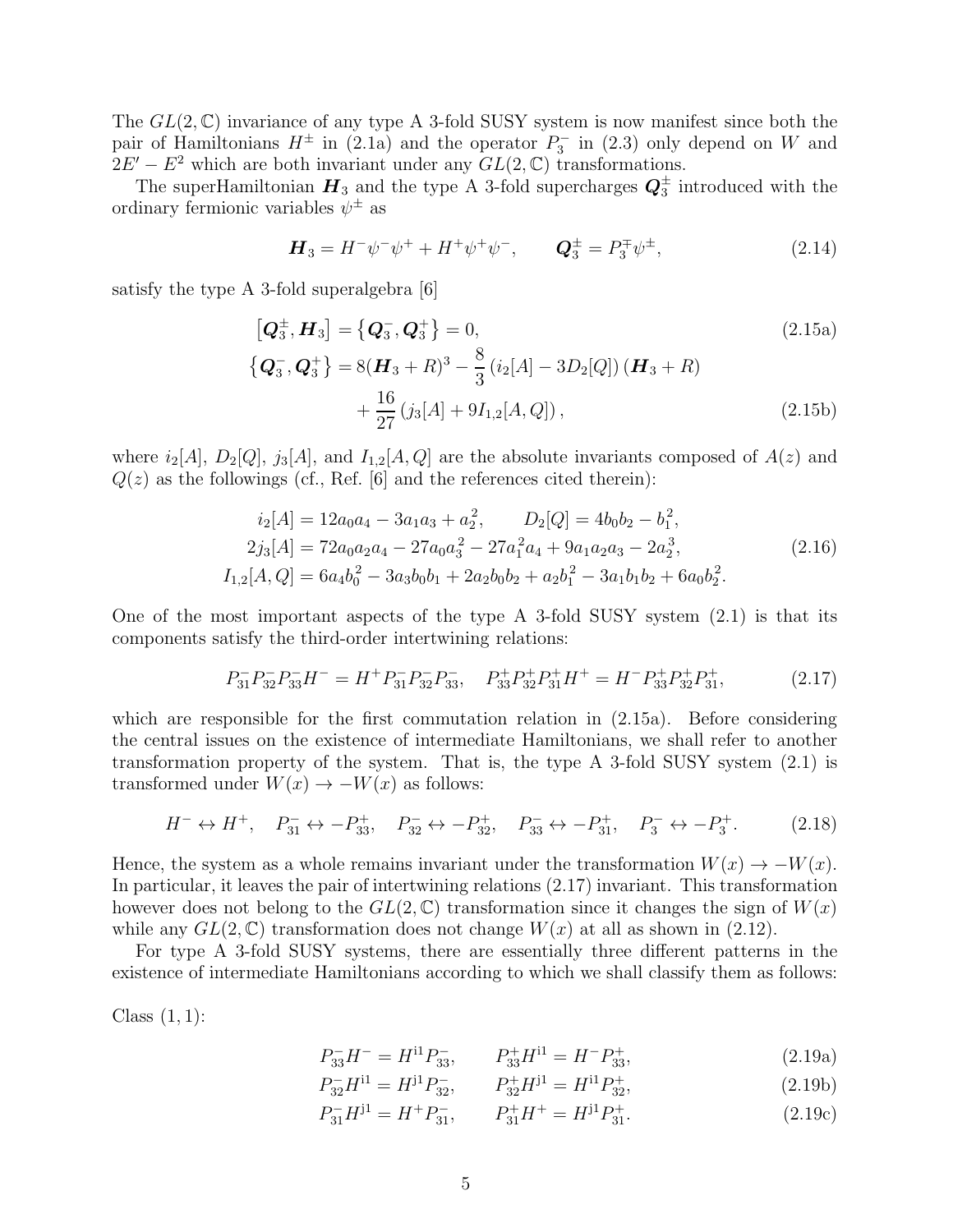The $GL(2,\mathbb{C})$ invariance of any type A 3-fold SUSY system is now manifest since both the pair of Hamiltonians $H^{\pm}$ in (2.1a) and the operator $P_3^-$ in (2.3) only depend on $W$ and $2E' - E^2$ which are both invariant under any $GL(2,\mathbb{C})$ transformations.

The superHamiltonian $\boldsymbol{H}_3$ and the type A 3-fold supercharges $\boldsymbol{Q}_3^{\pm}$ introduced with the ordinary fermionic variables $\psi^{\pm}$ as

$$\boldsymbol{H}_3 = H^- \psi^- \psi^+ + H^+ \psi^+ \psi^-, \qquad \boldsymbol{Q}_3^{\pm} = P_3^{\mp} \psi^{\pm}, \tag{2.14}$$

satisfy the type A 3-fold superalgebra [6]

$$\left[\boldsymbol{Q}_3^{\pm}, \boldsymbol{H}_3\right] = \left\{\boldsymbol{Q}_3^{-}, \boldsymbol{Q}_3^{+}\right\} = 0, \tag{2.15a}$$

$$\begin{aligned}\left\{\boldsymbol{Q}_3^{-}, \boldsymbol{Q}_3^{+}\right\} = 8(\boldsymbol{H}_3 + R)^3 &- \frac{8}{3}\left(i_2[A] - 3D_2[Q]\right)(\boldsymbol{H}_3 + R) \\ &+ \frac{16}{27}\left(j_3[A] + 9I_{1,2}[A,Q]\right),\end{aligned} \tag{2.15b}$$

where $i_2[A]$, $D_2[Q]$, $j_3[A]$, and $I_{1,2}[A,Q]$ are the absolute invariants composed of $A(z)$ and $Q(z)$ as the followings (cf., Ref. [6] and the references cited therein):

$$\begin{aligned} i_2[A] &= 12a_0a_4 - 3a_1a_3 + a_2^2, \qquad D_2[Q] = 4b_0b_2 - b_1^2, \\ 2j_3[A] &= 72a_0a_2a_4 - 27a_0a_3^2 - 27a_1^2a_4 + 9a_1a_2a_3 - 2a_2^3, \\ I_{1,2}[A,Q] &= 6a_4b_0^2 - 3a_3b_0b_1 + 2a_2b_0b_2 + a_2b_1^2 - 3a_1b_1b_2 + 6a_0b_2^2. \end{aligned} \tag{2.16}$$

One of the most important aspects of the type A 3-fold SUSY system (2.1) is that its components satisfy the third-order intertwining relations:

$$P_{31}^- P_{32}^- P_{33}^- H^- = H^+ P_{31}^- P_{32}^- P_{33}^-, \quad P_{33}^+ P_{32}^+ P_{31}^+ H^+ = H^- P_{33}^+ P_{32}^+ P_{31}^+, \tag{2.17}$$

which are responsible for the first commutation relation in (2.15a). Before considering the central issues on the existence of intermediate Hamiltonians, we shall refer to another transformation property of the system. That is, the type A 3-fold SUSY system (2.1) is transformed under $W(x) \to -W(x)$ as follows:

$$H^- \leftrightarrow H^+, \quad P_{31}^- \leftrightarrow -P_{33}^+, \quad P_{32}^- \leftrightarrow -P_{32}^+, \quad P_{33}^- \leftrightarrow -P_{31}^+, \quad P_3^- \leftrightarrow -P_3^+. \tag{2.18}$$

Hence, the system as a whole remains invariant under the transformation $W(x) \to -W(x)$. In particular, it leaves the pair of intertwining relations (2.17) invariant. This transformation however does not belong to the $GL(2,\mathbb{C})$ transformation since it changes the sign of $W(x)$ while any $GL(2,\mathbb{C})$ transformation does not change $W(x)$ at all as shown in (2.12).

For type A 3-fold SUSY systems, there are essentially three different patterns in the existence of intermediate Hamiltonians according to which we shall classify them as follows:

Class $(1,1)$:

$$P_{33}^- H^- = H^{\text{i}1} P_{33}^-, \qquad P_{33}^+ H^{\text{i}1} = H^- P_{33}^+, \tag{2.19a}$$

$$P_{32}^- H^{\text{i}1} = H^{\text{j}1} P_{32}^-, \qquad P_{32}^+ H^{\text{j}1} = H^{\text{i}1} P_{32}^+, \tag{2.19b}$$

$$P_{31}^- H^{\text{j}1} = H^+ P_{31}^-, \qquad P_{31}^+ H^+ = H^{\text{j}1} P_{31}^+. \tag{2.19c}$$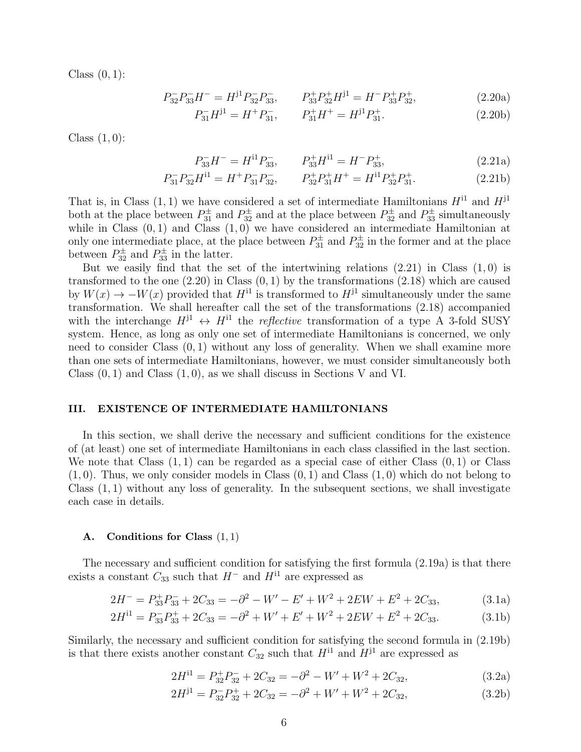Class $(0, 1)$:

$$P_{32}^{-} P_{33}^{-} H^{-} = H^{\mathrm{j}1} P_{32}^{-} P_{33}^{-}, \qquad P_{33}^{+} P_{32}^{+} H^{\mathrm{j}1} = H^{-} P_{33}^{+} P_{32}^{+}, \tag{2.20a}$$

$$P_{31}^{-} H^{\mathrm{j}1} = H^{+} P_{31}^{-}, \qquad P_{31}^{+} H^{+} = H^{\mathrm{j}1} P_{31}^{+}. \tag{2.20b}$$

Class $(1, 0)$:

$$P_{33}^{-} H^{-} = H^{\mathrm{i}1} P_{33}^{-}, \qquad P_{33}^{+} H^{\mathrm{i}1} = H^{-} P_{33}^{+}, \tag{2.21a}$$

$$P_{31}^{-} P_{32}^{-} H^{\mathrm{i}1} = H^{+} P_{31}^{-} P_{32}^{-}, \qquad P_{32}^{+} P_{31}^{+} H^{+} = H^{\mathrm{i}1} P_{32}^{+} P_{31}^{+}. \tag{2.21b}$$

That is, in Class $(1, 1)$ we have considered a set of intermediate Hamiltonians $H^{\mathrm{i}1}$ and $H^{\mathrm{j}1}$ both at the place between $P_{31}^{\pm}$ and $P_{32}^{\pm}$ and at the place between $P_{32}^{\pm}$ and $P_{33}^{\pm}$ simultaneously while in Class $(0, 1)$ and Class $(1, 0)$ we have considered an intermediate Hamiltonian at only one intermediate place, at the place between $P_{31}^{\pm}$ and $P_{32}^{\pm}$ in the former and at the place between $P_{32}^{\pm}$ and $P_{33}^{\pm}$ in the latter.

But we easily find that the set of the intertwining relations (2.21) in Class $(1, 0)$ is transformed to the one (2.20) in Class $(0, 1)$ by the transformations (2.18) which are caused by $W(x) \to -W(x)$ provided that $H^{\mathrm{i}1}$ is transformed to $H^{\mathrm{j}1}$ simultaneously under the same transformation. We shall hereafter call the set of the transformations (2.18) accompanied with the interchange $H^{\mathrm{j}1} \leftrightarrow H^{\mathrm{i}1}$ the *reflective* transformation of a type A 3-fold SUSY system. Hence, as long as only one set of intermediate Hamiltonians is concerned, we only need to consider Class $(0, 1)$ without any loss of generality. When we shall examine more than one sets of intermediate Hamiltonians, however, we must consider simultaneously both Class $(0, 1)$ and Class $(1, 0)$, as we shall discuss in Sections V and VI.

## III. EXISTENCE OF INTERMEDIATE HAMILTONIANS

In this section, we shall derive the necessary and sufficient conditions for the existence of (at least) one set of intermediate Hamiltonians in each class classified in the last section. We note that Class $(1, 1)$ can be regarded as a special case of either Class $(0, 1)$ or Class $(1, 0)$. Thus, we only consider models in Class $(0, 1)$ and Class $(1, 0)$ which do not belong to Class $(1, 1)$ without any loss of generality. In the subsequent sections, we shall investigate each case in details.

### A. Conditions for Class $(1, 1)$

The necessary and sufficient condition for satisfying the first formula (2.19a) is that there exists a constant $C_{33}$ such that $H^{-}$ and $H^{\mathrm{i}1}$ are expressed as

$$2H^{-} = P_{33}^{+} P_{33}^{-} + 2C_{33} = -\partial^2 - W' - E' + W^2 + 2EW + E^2 + 2C_{33}, \tag{3.1a}$$

$$2H^{\mathrm{i}1} = P_{33}^{-} P_{33}^{+} + 2C_{33} = -\partial^2 + W' + E' + W^2 + 2EW + E^2 + 2C_{33}. \tag{3.1b}$$

Similarly, the necessary and sufficient condition for satisfying the second formula in (2.19b) is that there exists another constant $C_{32}$ such that $H^{\mathrm{i}1}$ and $H^{\mathrm{j}1}$ are expressed as

$$2H^{\mathrm{i}1} = P_{32}^{+} P_{32}^{-} + 2C_{32} = -\partial^2 - W' + W^2 + 2C_{32}, \tag{3.2a}$$

$$2H^{\mathrm{j}1} = P_{32}^{-} P_{32}^{+} + 2C_{32} = -\partial^2 + W' + W^2 + 2C_{32}, \tag{3.2b}$$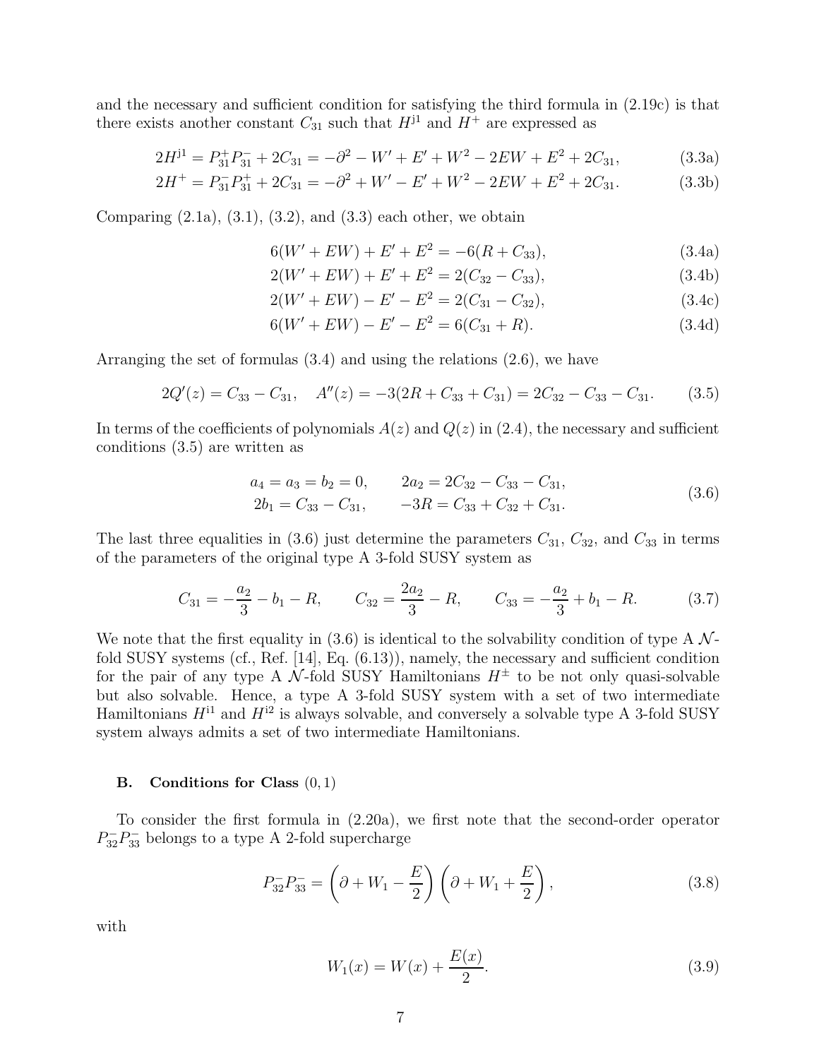and the necessary and sufficient condition for satisfying the third formula in (2.19c) is that there exists another constant $C_{31}$ such that $H^{\mathrm{j}1}$ and $H^{+}$ are expressed as

$$2H^{\mathrm{j}1} = P_{31}^{+}P_{31}^{-} + 2C_{31} = -\partial^2 - W' + E' + W^2 - 2EW + E^2 + 2C_{31}, \tag{3.3a}$$

$$2H^{+} = P_{31}^{-}P_{31}^{+} + 2C_{31} = -\partial^2 + W' - E' + W^2 - 2EW + E^2 + 2C_{31}. \tag{3.3b}$$

Comparing (2.1a), (3.1), (3.2), and (3.3) each other, we obtain

$$6(W' + EW) + E' + E^2 = -6(R + C_{33}), \tag{3.4a}$$

$$2(W' + EW) + E' + E^2 = 2(C_{32} - C_{33}), \tag{3.4b}$$

$$2(W' + EW) - E' - E^2 = 2(C_{31} - C_{32}), \tag{3.4c}$$

$$6(W' + EW) - E' - E^2 = 6(C_{31} + R). \tag{3.4d}$$

Arranging the set of formulas (3.4) and using the relations (2.6), we have

$$2Q'(z) = C_{33} - C_{31}, \quad A''(z) = -3(2R + C_{33} + C_{31}) = 2C_{32} - C_{33} - C_{31}. \tag{3.5}$$

In terms of the coefficients of polynomials $A(z)$ and $Q(z)$ in (2.4), the necessary and sufficient conditions (3.5) are written as

$$\begin{aligned} a_4 = a_3 = b_2 = 0, \qquad & 2a_2 = 2C_{32} - C_{33} - C_{31}, \\ 2b_1 = C_{33} - C_{31}, \qquad & -3R = C_{33} + C_{32} + C_{31}. \end{aligned} \tag{3.6}$$

The last three equalities in (3.6) just determine the parameters $C_{31}$, $C_{32}$, and $C_{33}$ in terms of the parameters of the original type A 3-fold SUSY system as

$$C_{31} = -\frac{a_2}{3} - b_1 - R, \qquad C_{32} = \frac{2a_2}{3} - R, \qquad C_{33} = -\frac{a_2}{3} + b_1 - R. \tag{3.7}$$

We note that the first equality in (3.6) is identical to the solvability condition of type A $\mathcal{N}$-fold SUSY systems (cf., Ref. [14], Eq. (6.13)), namely, the necessary and sufficient condition for the pair of any type A $\mathcal{N}$-fold SUSY Hamiltonians $H^{\pm}$ to be not only quasi-solvable but also solvable. Hence, a type A 3-fold SUSY system with a set of two intermediate Hamiltonians $H^{\mathrm{i}1}$ and $H^{\mathrm{i}2}$ is always solvable, and conversely a solvable type A 3-fold SUSY system always admits a set of two intermediate Hamiltonians.

### B. Conditions for Class $(0, 1)$

To consider the first formula in (2.20a), we first note that the second-order operator $P_{32}^{-}P_{33}^{-}$ belongs to a type A 2-fold supercharge

$$P_{32}^{-}P_{33}^{-} = \left(\partial + W_1 - \frac{E}{2}\right)\left(\partial + W_1 + \frac{E}{2}\right), \tag{3.8}$$

with

$$W_1(x) = W(x) + \frac{E(x)}{2}. \tag{3.9}$$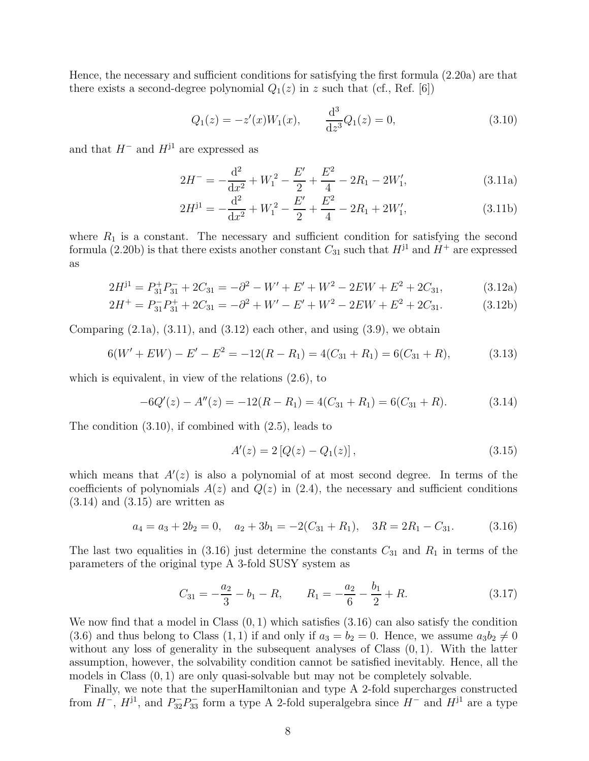Hence, the necessary and sufficient conditions for satisfying the first formula (2.20a) are that there exists a second-degree polynomial $Q_1(z)$ in $z$ such that (cf., Ref. [6])

$$Q_1(z) = -z'(x)W_1(x), \qquad \frac{\mathrm{d}^3}{\mathrm{d}z^3}Q_1(z) = 0, \tag{3.10}$$

and that $H^-$ and $H^{\mathrm{j}1}$ are expressed as

$$2H^- = -\frac{\mathrm{d}^2}{\mathrm{d}x^2} + {W_1}^2 - \frac{E'}{2} + \frac{E^2}{4} - 2R_1 - 2W_1', \tag{3.11a}$$

$$2H^{\mathrm{j}1} = -\frac{\mathrm{d}^2}{\mathrm{d}x^2} + {W_1}^2 - \frac{E'}{2} + \frac{E^2}{4} - 2R_1 + 2W_1', \tag{3.11b}$$

where $R_1$ is a constant. The necessary and sufficient condition for satisfying the second formula (2.20b) is that there exists another constant $C_{31}$ such that $H^{\mathrm{j}1}$ and $H^+$ are expressed as

$$2H^{\mathrm{j}1} = P_{31}^+ P_{31}^- + 2C_{31} = -\partial^2 - W' + E' + W^2 - 2EW + E^2 + 2C_{31}, \tag{3.12a}$$

$$2H^+ = P_{31}^- P_{31}^+ + 2C_{31} = -\partial^2 + W' - E' + W^2 - 2EW + E^2 + 2C_{31}. \tag{3.12b}$$

Comparing (2.1a), (3.11), and (3.12) each other, and using (3.9), we obtain

$$6(W' + EW) - E' - E^2 = -12(R - R_1) = 4(C_{31} + R_1) = 6(C_{31} + R), \tag{3.13}$$

which is equivalent, in view of the relations (2.6), to

$$-6Q'(z) - A''(z) = -12(R - R_1) = 4(C_{31} + R_1) = 6(C_{31} + R). \tag{3.14}$$

The condition (3.10), if combined with (2.5), leads to

$$A'(z) = 2\left[Q(z) - Q_1(z)\right], \tag{3.15}$$

which means that $A'(z)$ is also a polynomial of at most second degree. In terms of the coefficients of polynomials $A(z)$ and $Q(z)$ in (2.4), the necessary and sufficient conditions (3.14) and (3.15) are written as

$$a_4 = a_3 + 2b_2 = 0, \quad a_2 + 3b_1 = -2(C_{31} + R_1), \quad 3R = 2R_1 - C_{31}. \tag{3.16}$$

The last two equalities in (3.16) just determine the constants $C_{31}$ and $R_1$ in terms of the parameters of the original type A 3-fold SUSY system as

$$C_{31} = -\frac{a_2}{3} - b_1 - R, \qquad R_1 = -\frac{a_2}{6} - \frac{b_1}{2} + R. \tag{3.17}$$

We now find that a model in Class $(0,1)$ which satisfies (3.16) can also satisfy the condition (3.6) and thus belong to Class $(1,1)$ if and only if $a_3 = b_2 = 0$. Hence, we assume $a_3 b_2 \neq 0$ without any loss of generality in the subsequent analyses of Class $(0,1)$. With the latter assumption, however, the solvability condition cannot be satisfied inevitably. Hence, all the models in Class $(0,1)$ are only quasi-solvable but may not be completely solvable.

Finally, we note that the superHamiltonian and type A 2-fold supercharges constructed from $H^-$, $H^{\mathrm{j}1}$, and $P_{32}^- P_{33}^-$ form a type A 2-fold superalgebra since $H^-$ and $H^{\mathrm{j}1}$ are a type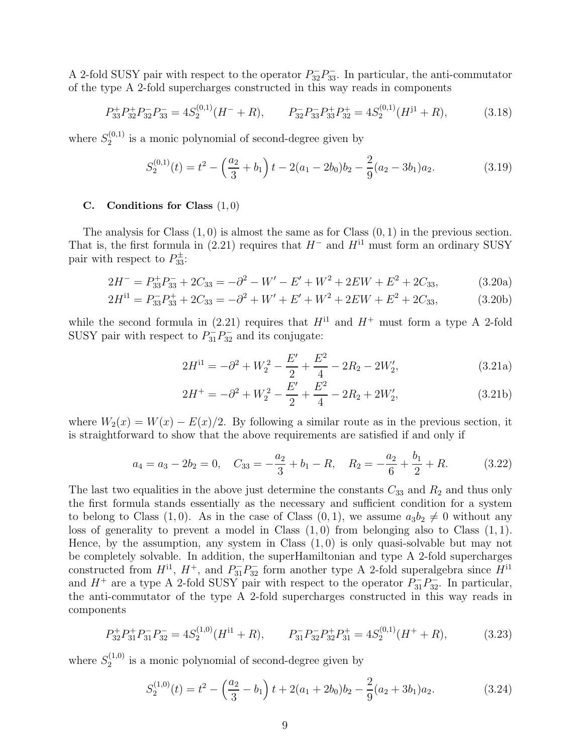A 2-fold SUSY pair with respect to the operator $P_{32}^{-}P_{33}^{-}$. In particular, the anti-commutator of the type A 2-fold supercharges constructed in this way reads in components

$$P_{33}^{+}P_{32}^{+}P_{32}^{-}P_{33}^{-} = 4S_2^{(0,1)}(H^{-}+R), \qquad P_{32}^{-}P_{33}^{-}P_{33}^{+}P_{32}^{+} = 4S_2^{(0,1)}(H^{\mathrm{j}1}+R), \tag{3.18}$$

where $S_2^{(0,1)}$ is a monic polynomial of second-degree given by

$$S_2^{(0,1)}(t) = t^2 - \left(\frac{a_2}{3}+b_1\right)t - 2(a_1-2b_0)b_2 - \frac{2}{9}(a_2-3b_1)a_2. \tag{3.19}$$

### C. Conditions for Class $(1,0)$

The analysis for Class $(1,0)$ is almost the same as for Class $(0,1)$ in the previous section. That is, the first formula in (2.21) requires that $H^{-}$ and $H^{\mathrm{i}1}$ must form an ordinary SUSY pair with respect to $P_{33}^{\pm}$:

$$2H^{-} = P_{33}^{+}P_{33}^{-} + 2C_{33} = -\partial^2 - W' - E' + W^2 + 2EW + E^2 + 2C_{33}, \tag{3.20a}$$

$$2H^{\mathrm{i}1} = P_{33}^{-}P_{33}^{+} + 2C_{33} = -\partial^2 + W' + E' + W^2 + 2EW + E^2 + 2C_{33}, \tag{3.20b}$$

while the second formula in (2.21) requires that $H^{\mathrm{i}1}$ and $H^{+}$ must form a type A 2-fold SUSY pair with respect to $P_{31}^{-}P_{32}^{-}$ and its conjugate:

$$2H^{\mathrm{i}1} = -\partial^2 + W_2^2 - \frac{E'}{2} + \frac{E^2}{4} - 2R_2 - 2W_2', \tag{3.21a}$$

$$2H^{+} = -\partial^2 + W_2^2 - \frac{E'}{2} + \frac{E^2}{4} - 2R_2 + 2W_2', \tag{3.21b}$$

where $W_2(x) = W(x) - E(x)/2$. By following a similar route as in the previous section, it is straightforward to show that the above requirements are satisfied if and only if

$$a_4 = a_3 - 2b_2 = 0, \quad C_{33} = -\frac{a_2}{3} + b_1 - R, \quad R_2 = -\frac{a_2}{6} + \frac{b_1}{2} + R. \tag{3.22}$$

The last two equalities in the above just determine the constants $C_{33}$ and $R_2$ and thus only the first formula stands essentially as the necessary and sufficient condition for a system to belong to Class $(1,0)$. As in the case of Class $(0,1)$, we assume $a_3 b_2 \neq 0$ without any loss of generality to prevent a model in Class $(1,0)$ from belonging also to Class $(1,1)$. Hence, by the assumption, any system in Class $(1,0)$ is only quasi-solvable but may not be completely solvable. In addition, the superHamiltonian and type A 2-fold supercharges constructed from $H^{\mathrm{i}1}$, $H^{+}$, and $P_{31}^{-}P_{32}^{-}$ form another type A 2-fold superalgebra since $H^{\mathrm{i}1}$ and $H^{+}$ are a type A 2-fold SUSY pair with respect to the operator $P_{31}^{-}P_{32}^{-}$. In particular, the anti-commutator of the type A 2-fold supercharges constructed in this way reads in components

$$P_{32}^{+}P_{31}^{+}P_{31}^{-}P_{32}^{-} = 4S_2^{(1,0)}(H^{\mathrm{i}1}+R), \qquad P_{31}^{-}P_{32}^{-}P_{32}^{+}P_{31}^{+} = 4S_2^{(0,1)}(H^{+}+R), \tag{3.23}$$

where $S_2^{(1,0)}$ is a monic polynomial of second-degree given by

$$S_2^{(1,0)}(t) = t^2 - \left(\frac{a_2}{3}-b_1\right)t + 2(a_1+2b_0)b_2 - \frac{2}{9}(a_2+3b_1)a_2. \tag{3.24}$$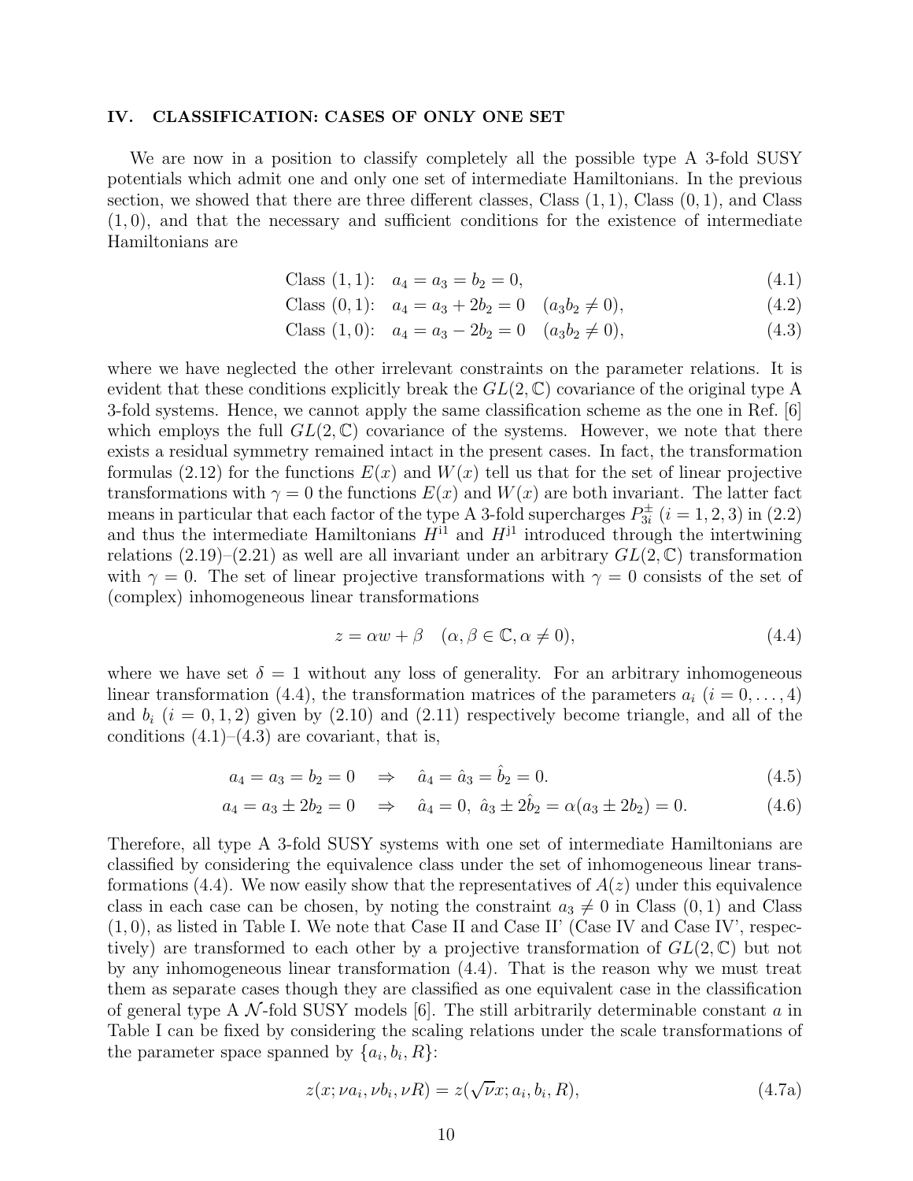## IV. CLASSIFICATION: CASES OF ONLY ONE SET

We are now in a position to classify completely all the possible type A 3-fold SUSY potentials which admit one and only one set of intermediate Hamiltonians. In the previous section, we showed that there are three different classes, Class $(1,1)$, Class $(0,1)$, and Class $(1,0)$, and that the necessary and sufficient conditions for the existence of intermediate Hamiltonians are

$$\text{Class } (1,1)\text{:} \quad a_4 = a_3 = b_2 = 0, \tag{4.1}$$

$$\text{Class } (0,1)\text{:} \quad a_4 = a_3 + 2b_2 = 0 \quad (a_3 b_2 \neq 0), \tag{4.2}$$

$$\text{Class } (1,0)\text{:} \quad a_4 = a_3 - 2b_2 = 0 \quad (a_3 b_2 \neq 0), \tag{4.3}$$

where we have neglected the other irrelevant constraints on the parameter relations. It is evident that these conditions explicitly break the $GL(2,\mathbb{C})$ covariance of the original type A 3-fold systems. Hence, we cannot apply the same classification scheme as the one in Ref. [6] which employs the full $GL(2,\mathbb{C})$ covariance of the systems. However, we note that there exists a residual symmetry remained intact in the present cases. In fact, the transformation formulas (2.12) for the functions $E(x)$ and $W(x)$ tell us that for the set of linear projective transformations with $\gamma = 0$ the functions $E(x)$ and $W(x)$ are both invariant. The latter fact means in particular that each factor of the type A 3-fold supercharges $P_{3i}^{\pm}$ $(i = 1, 2, 3)$ in (2.2) and thus the intermediate Hamiltonians $H^{\text{i}1}$ and $H^{\text{j}1}$ introduced through the intertwining relations (2.19)–(2.21) as well are all invariant under an arbitrary $GL(2,\mathbb{C})$ transformation with $\gamma = 0$. The set of linear projective transformations with $\gamma = 0$ consists of the set of (complex) inhomogeneous linear transformations

$$z = \alpha w + \beta \quad (\alpha, \beta \in \mathbb{C}, \alpha \neq 0), \tag{4.4}$$

where we have set $\delta = 1$ without any loss of generality. For an arbitrary inhomogeneous linear transformation (4.4), the transformation matrices of the parameters $a_i$ $(i = 0, \dots, 4)$ and $b_i$ $(i = 0, 1, 2)$ given by (2.10) and (2.11) respectively become triangle, and all of the conditions (4.1)–(4.3) are covariant, that is,

$$a_4 = a_3 = b_2 = 0 \quad \Rightarrow \quad \hat{a}_4 = \hat{a}_3 = \hat{b}_2 = 0. \tag{4.5}$$

$$a_4 = a_3 \pm 2b_2 = 0 \quad \Rightarrow \quad \hat{a}_4 = 0,\ \hat{a}_3 \pm 2\hat{b}_2 = \alpha(a_3 \pm 2b_2) = 0. \tag{4.6}$$

Therefore, all type A 3-fold SUSY systems with one set of intermediate Hamiltonians are classified by considering the equivalence class under the set of inhomogeneous linear transformations (4.4). We now easily show that the representatives of $A(z)$ under this equivalence class in each case can be chosen, by noting the constraint $a_3 \neq 0$ in Class $(0,1)$ and Class $(1,0)$, as listed in Table I. We note that Case II and Case II' (Case IV and Case IV', respectively) are transformed to each other by a projective transformation of $GL(2,\mathbb{C})$ but not by any inhomogeneous linear transformation (4.4). That is the reason why we must treat them as separate cases though they are classified as one equivalent case in the classification of general type A $\mathcal{N}$-fold SUSY models [6]. The still arbitrarily determinable constant $a$ in Table I can be fixed by considering the scaling relations under the scale transformations of the parameter space spanned by $\{a_i, b_i, R\}$:

$$z(x; \nu a_i, \nu b_i, \nu R) = z(\sqrt{\nu} x; a_i, b_i, R), \tag{4.7a}$$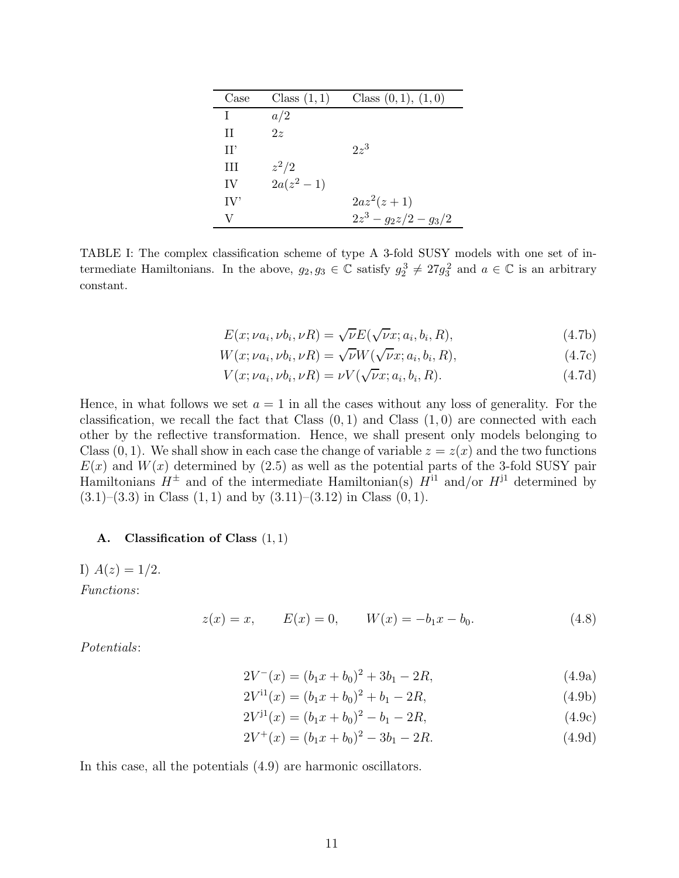| Case | Class $(1,1)$ | Class $(0,1)$, $(1,0)$ |
|---|---|---|
| I | $a/2$ | |
| II | $2z$ | |
| II' | | $2z^3$ |
| III | $z^2/2$ | |
| IV | $2a(z^2-1)$ | |
| IV' | | $2az^2(z+1)$ |
| V | | $2z^3 - g_2 z/2 - g_3/2$ |

TABLE I: The complex classification scheme of type A 3-fold SUSY models with one set of intermediate Hamiltonians. In the above, $g_2, g_3 \in \mathbb{C}$ satisfy $g_2^3 \neq 27g_3^2$ and $a \in \mathbb{C}$ is an arbitrary constant.

$$E(x; \nu a_i, \nu b_i, \nu R) = \sqrt{\nu} E(\sqrt{\nu} x; a_i, b_i, R), \tag{4.7b}$$

$$W(x; \nu a_i, \nu b_i, \nu R) = \sqrt{\nu} W(\sqrt{\nu} x; a_i, b_i, R), \tag{4.7c}$$

$$V(x; \nu a_i, \nu b_i, \nu R) = \nu V(\sqrt{\nu} x; a_i, b_i, R). \tag{4.7d}$$

Hence, in what follows we set $a = 1$ in all the cases without any loss of generality. For the classification, we recall the fact that Class $(0,1)$ and Class $(1,0)$ are connected with each other by the reflective transformation. Hence, we shall present only models belonging to Class $(0,1)$. We shall show in each case the change of variable $z = z(x)$ and the two functions $E(x)$ and $W(x)$ determined by (2.5) as well as the potential parts of the 3-fold SUSY pair Hamiltonians $H^{\pm}$ and of the intermediate Hamiltonian(s) $H^{\text{i}1}$ and/or $H^{\text{j}1}$ determined by (3.1)–(3.3) in Class $(1,1)$ and by (3.11)–(3.12) in Class $(0,1)$.

### A. Classification of Class $(1,1)$

I) $A(z) = 1/2$.

*Functions*:

$$z(x) = x, \qquad E(x) = 0, \qquad W(x) = -b_1 x - b_0. \tag{4.8}$$

*Potentials*:

$$2V^{-}(x) = (b_1 x + b_0)^2 + 3b_1 - 2R, \tag{4.9a}$$

$$2V^{\text{i}1}(x) = (b_1 x + b_0)^2 + b_1 - 2R, \tag{4.9b}$$

$$2V^{\text{j}1}(x) = (b_1 x + b_0)^2 - b_1 - 2R, \tag{4.9c}$$

$$2V^{+}(x) = (b_1 x + b_0)^2 - 3b_1 - 2R. \tag{4.9d}$$

In this case, all the potentials (4.9) are harmonic oscillators.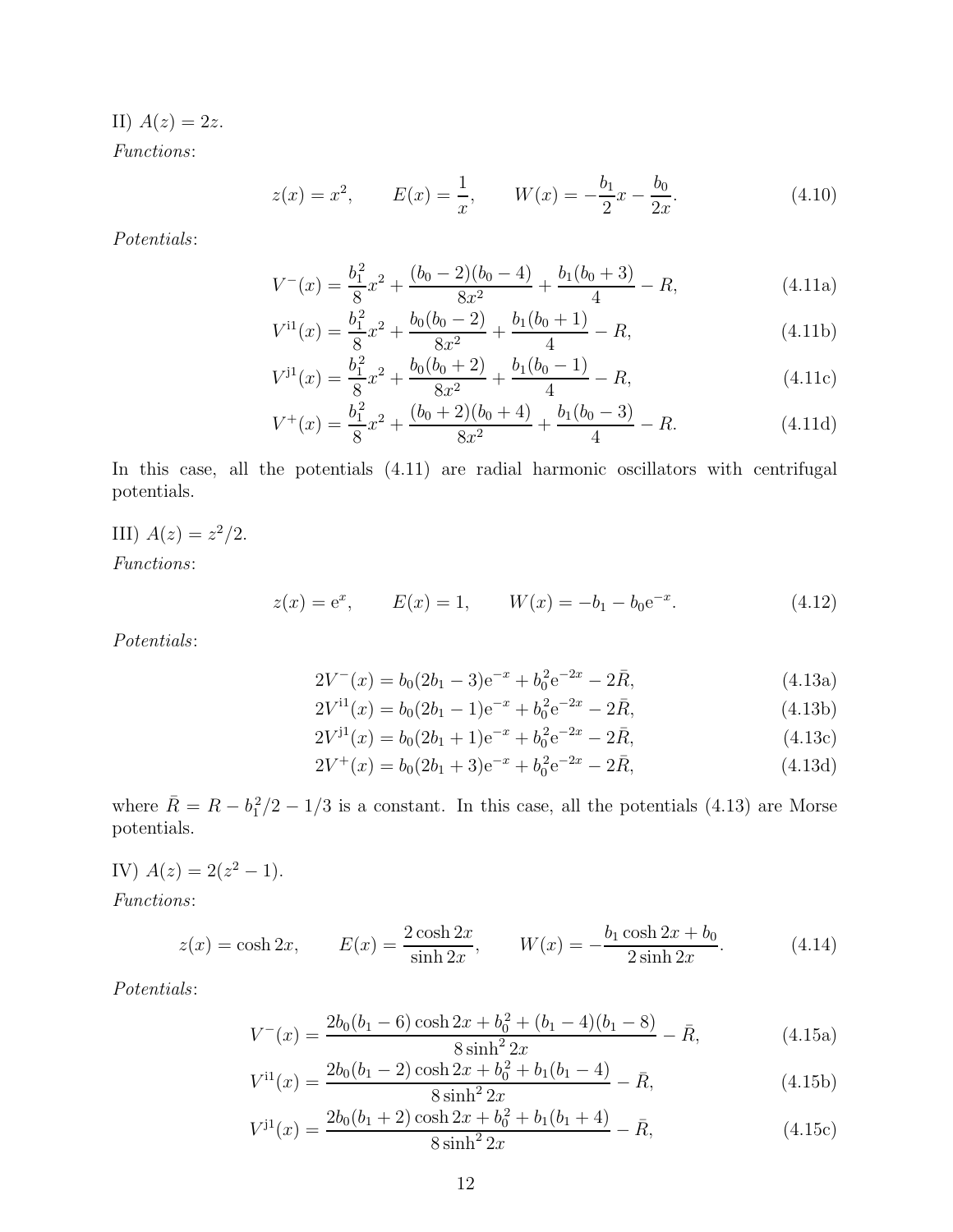II) $A(z) = 2z$.

*Functions*:

$$z(x) = x^2, \qquad E(x) = \frac{1}{x}, \qquad W(x) = -\frac{b_1}{2}x - \frac{b_0}{2x}. \tag{4.10}$$

*Potentials*:

$$V^-(x) = \frac{b_1^2}{8}x^2 + \frac{(b_0-2)(b_0-4)}{8x^2} + \frac{b_1(b_0+3)}{4} - R, \tag{4.11a}$$

$$V^{\rm i1}(x) = \frac{b_1^2}{8}x^2 + \frac{b_0(b_0-2)}{8x^2} + \frac{b_1(b_0+1)}{4} - R, \tag{4.11b}$$

$$V^{\rm j1}(x) = \frac{b_1^2}{8}x^2 + \frac{b_0(b_0+2)}{8x^2} + \frac{b_1(b_0-1)}{4} - R, \tag{4.11c}$$

$$V^+(x) = \frac{b_1^2}{8}x^2 + \frac{(b_0+2)(b_0+4)}{8x^2} + \frac{b_1(b_0-3)}{4} - R. \tag{4.11d}$$

In this case, all the potentials (4.11) are radial harmonic oscillators with centrifugal potentials.

III) $A(z) = z^2/2$.

*Functions*:

$$z(x) = {\rm e}^x, \qquad E(x) = 1, \qquad W(x) = -b_1 - b_0{\rm e}^{-x}. \tag{4.12}$$

*Potentials*:

$$2V^-(x) = b_0(2b_1-3){\rm e}^{-x} + b_0^2{\rm e}^{-2x} - 2\bar{R}, \tag{4.13a}$$

$$2V^{\rm i1}(x) = b_0(2b_1-1){\rm e}^{-x} + b_0^2{\rm e}^{-2x} - 2\bar{R}, \tag{4.13b}$$

$$2V^{\rm j1}(x) = b_0(2b_1+1){\rm e}^{-x} + b_0^2{\rm e}^{-2x} - 2\bar{R}, \tag{4.13c}$$

$$2V^+(x) = b_0(2b_1+3){\rm e}^{-x} + b_0^2{\rm e}^{-2x} - 2\bar{R}, \tag{4.13d}$$

where $\bar{R} = R - b_1^2/2 - 1/3$ is a constant. In this case, all the potentials (4.13) are Morse potentials.

IV) $A(z) = 2(z^2-1)$.

*Functions*:

$$z(x) = \cosh 2x, \qquad E(x) = \frac{2\cosh 2x}{\sinh 2x}, \qquad W(x) = -\frac{b_1\cosh 2x + b_0}{2\sinh 2x}. \tag{4.14}$$

*Potentials*:

$$V^-(x) = \frac{2b_0(b_1-6)\cosh 2x + b_0^2 + (b_1-4)(b_1-8)}{8\sinh^2 2x} - \bar{R}, \tag{4.15a}$$

$$V^{\rm i1}(x) = \frac{2b_0(b_1-2)\cosh 2x + b_0^2 + b_1(b_1-4)}{8\sinh^2 2x} - \bar{R}, \tag{4.15b}$$

$$V^{\rm j1}(x) = \frac{2b_0(b_1+2)\cosh 2x + b_0^2 + b_1(b_1+4)}{8\sinh^2 2x} - \bar{R}, \tag{4.15c}$$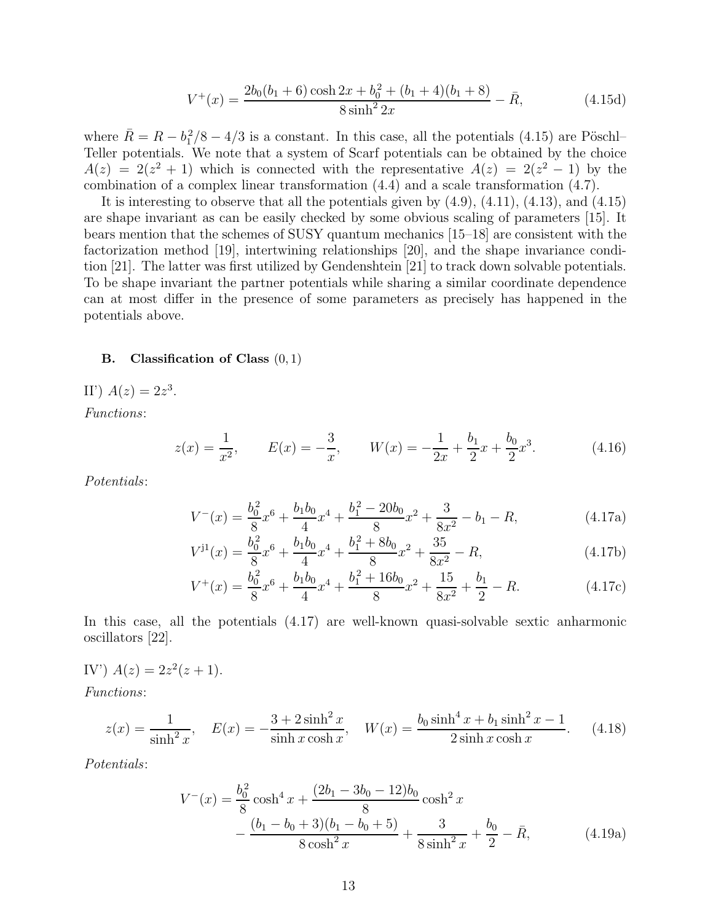$$V^{+}(x) = \frac{2b_0(b_1+6)\cosh 2x + b_0^2 + (b_1+4)(b_1+8)}{8\sinh^2 2x} - \bar{R}, \tag{4.15d}$$

where $\bar{R} = R - b_1^2/8 - 4/3$ is a constant. In this case, all the potentials (4.15) are Pöschl–Teller potentials. We note that a system of Scarf potentials can be obtained by the choice $A(z) = 2(z^2+1)$ which is connected with the representative $A(z) = 2(z^2-1)$ by the combination of a complex linear transformation (4.4) and a scale transformation (4.7).

It is interesting to observe that all the potentials given by (4.9), (4.11), (4.13), and (4.15) are shape invariant as can be easily checked by some obvious scaling of parameters [15]. It bears mention that the schemes of SUSY quantum mechanics [15–18] are consistent with the factorization method [19], intertwining relationships [20], and the shape invariance condition [21]. The latter was first utilized by Gendenshtein [21] to track down solvable potentials. To be shape invariant the partner potentials while sharing a similar coordinate dependence can at most differ in the presence of some parameters as precisely has happened in the potentials above.

### B. Classification of Class $(0,1)$

II') $A(z) = 2z^3$.

*Functions*:

$$z(x) = \frac{1}{x^2}, \qquad E(x) = -\frac{3}{x}, \qquad W(x) = -\frac{1}{2x} + \frac{b_1}{2}x + \frac{b_0}{2}x^3. \tag{4.16}$$

*Potentials*:

$$V^{-}(x) = \frac{b_0^2}{8}x^6 + \frac{b_1 b_0}{4}x^4 + \frac{b_1^2 - 20b_0}{8}x^2 + \frac{3}{8x^2} - b_1 - R, \tag{4.17a}$$

$$V^{\mathrm{j}1}(x) = \frac{b_0^2}{8}x^6 + \frac{b_1 b_0}{4}x^4 + \frac{b_1^2 + 8b_0}{8}x^2 + \frac{35}{8x^2} - R, \tag{4.17b}$$

$$V^{+}(x) = \frac{b_0^2}{8}x^6 + \frac{b_1 b_0}{4}x^4 + \frac{b_1^2 + 16b_0}{8}x^2 + \frac{15}{8x^2} + \frac{b_1}{2} - R. \tag{4.17c}$$

In this case, all the potentials (4.17) are well-known quasi-solvable sextic anharmonic oscillators [22].

IV') $A(z) = 2z^2(z+1)$.

*Functions*:

$$z(x) = \frac{1}{\sinh^2 x}, \quad E(x) = -\frac{3 + 2\sinh^2 x}{\sinh x \cosh x}, \quad W(x) = \frac{b_0 \sinh^4 x + b_1 \sinh^2 x - 1}{2\sinh x \cosh x}. \tag{4.18}$$

*Potentials*:

$$\begin{aligned} V^{-}(x) = {} & \frac{b_0^2}{8}\cosh^4 x + \frac{(2b_1 - 3b_0 - 12)b_0}{8}\cosh^2 x \\ & - \frac{(b_1 - b_0 + 3)(b_1 - b_0 + 5)}{8\cosh^2 x} + \frac{3}{8\sinh^2 x} + \frac{b_0}{2} - \bar{R}, \end{aligned} \tag{4.19a}$$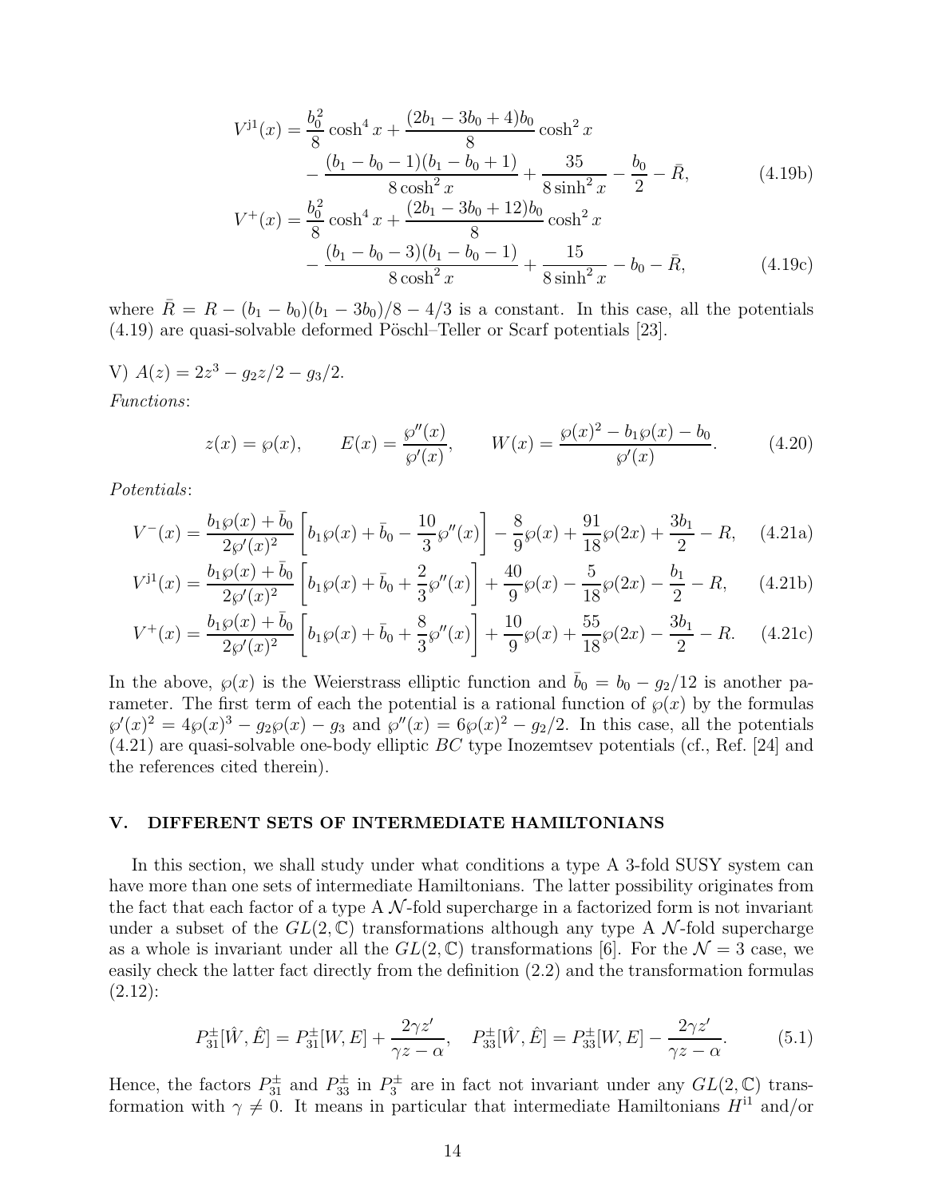$$V^{\mathrm{j}1}(x) = \frac{b_0^2}{8}\cosh^4 x + \frac{(2b_1 - 3b_0 + 4)b_0}{8}\cosh^2 x \\ - \frac{(b_1 - b_0 - 1)(b_1 - b_0 + 1)}{8\cosh^2 x} + \frac{35}{8\sinh^2 x} - \frac{b_0}{2} - \bar{R}, \tag{4.19b}$$

$$V^{+}(x) = \frac{b_0^2}{8}\cosh^4 x + \frac{(2b_1 - 3b_0 + 12)b_0}{8}\cosh^2 x \\ - \frac{(b_1 - b_0 - 3)(b_1 - b_0 - 1)}{8\cosh^2 x} + \frac{15}{8\sinh^2 x} - b_0 - \bar{R}, \tag{4.19c}$$

where $\bar{R} = R - (b_1 - b_0)(b_1 - 3b_0)/8 - 4/3$ is a constant. In this case, all the potentials (4.19) are quasi-solvable deformed Pöschl–Teller or Scarf potentials [23].

V) $A(z) = 2z^3 - g_2 z/2 - g_3/2$.

*Functions*:

$$z(x) = \wp(x), \qquad E(x) = \frac{\wp''(x)}{\wp'(x)}, \qquad W(x) = \frac{\wp(x)^2 - b_1\wp(x) - b_0}{\wp'(x)}. \tag{4.20}$$

*Potentials*:

$$V^{-}(x) = \frac{b_1\wp(x) + \bar{b}_0}{2\wp'(x)^2}\left[b_1\wp(x) + \bar{b}_0 - \frac{10}{3}\wp''(x)\right] - \frac{8}{9}\wp(x) + \frac{91}{18}\wp(2x) + \frac{3b_1}{2} - R, \tag{4.21a}$$

$$V^{\mathrm{j}1}(x) = \frac{b_1\wp(x) + \bar{b}_0}{2\wp'(x)^2}\left[b_1\wp(x) + \bar{b}_0 + \frac{2}{3}\wp''(x)\right] + \frac{40}{9}\wp(x) - \frac{5}{18}\wp(2x) - \frac{b_1}{2} - R, \tag{4.21b}$$

$$V^{+}(x) = \frac{b_1\wp(x) + \bar{b}_0}{2\wp'(x)^2}\left[b_1\wp(x) + \bar{b}_0 + \frac{8}{3}\wp''(x)\right] + \frac{10}{9}\wp(x) + \frac{55}{18}\wp(2x) - \frac{3b_1}{2} - R. \tag{4.21c}$$

In the above, $\wp(x)$ is the Weierstrass elliptic function and $\bar{b}_0 = b_0 - g_2/12$ is another parameter. The first term of each the potential is a rational function of $\wp(x)$ by the formulas $\wp'(x)^2 = 4\wp(x)^3 - g_2\wp(x) - g_3$ and $\wp''(x) = 6\wp(x)^2 - g_2/2$. In this case, all the potentials (4.21) are quasi-solvable one-body elliptic $BC$ type Inozemtsev potentials (cf., Ref. [24] and the references cited therein).

## V. DIFFERENT SETS OF INTERMEDIATE HAMILTONIANS

In this section, we shall study under what conditions a type A 3-fold SUSY system can have more than one sets of intermediate Hamiltonians. The latter possibility originates from the fact that each factor of a type A $\mathcal{N}$-fold supercharge in a factorized form is not invariant under a subset of the $GL(2,\mathbb{C})$ transformations although any type A $\mathcal{N}$-fold supercharge as a whole is invariant under all the $GL(2,\mathbb{C})$ transformations [6]. For the $\mathcal{N} = 3$ case, we easily check the latter fact directly from the definition (2.2) and the transformation formulas (2.12):

$$P_{31}^{\pm}[\hat{W}, \hat{E}] = P_{31}^{\pm}[W, E] + \frac{2\gamma z'}{\gamma z - \alpha}, \quad P_{33}^{\pm}[\hat{W}, \hat{E}] = P_{33}^{\pm}[W, E] - \frac{2\gamma z'}{\gamma z - \alpha}. \tag{5.1}$$

Hence, the factors $P_{31}^{\pm}$ and $P_{33}^{\pm}$ in $P_3^{\pm}$ are in fact not invariant under any $GL(2,\mathbb{C})$ transformation with $\gamma \neq 0$. It means in particular that intermediate Hamiltonians $H^{\mathrm{i}1}$ and/or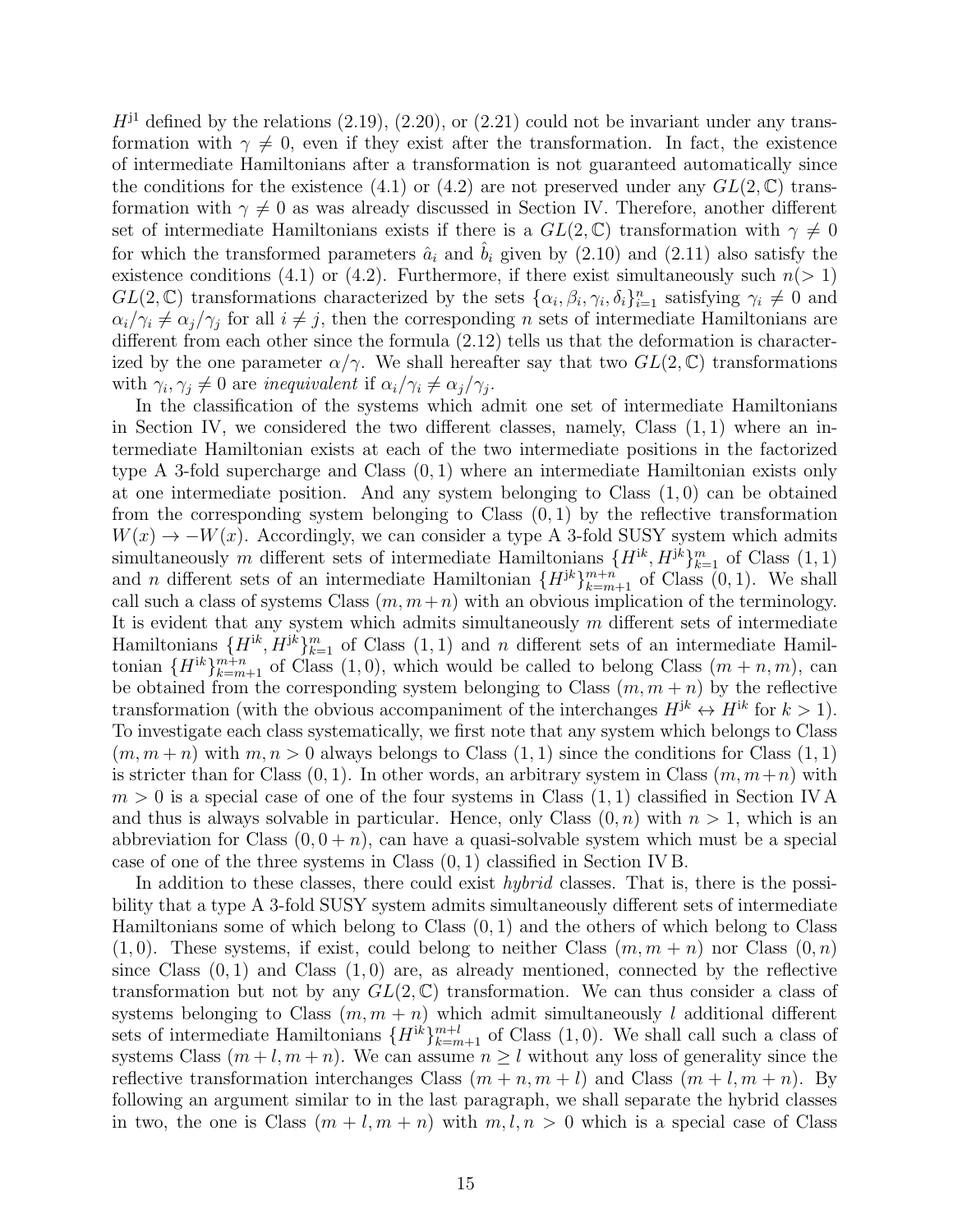$H^{\mathrm{j}1}$ defined by the relations (2.19), (2.20), or (2.21) could not be invariant under any transformation with $\gamma \neq 0$, even if they exist after the transformation. In fact, the existence of intermediate Hamiltonians after a transformation is not guaranteed automatically since the conditions for the existence (4.1) or (4.2) are not preserved under any $GL(2,\mathbb{C})$ transformation with $\gamma \neq 0$ as was already discussed in Section IV. Therefore, another different set of intermediate Hamiltonians exists if there is a $GL(2,\mathbb{C})$ transformation with $\gamma \neq 0$ for which the transformed parameters $\hat{a}_i$ and $\hat{b}_i$ given by (2.10) and (2.11) also satisfy the existence conditions (4.1) or (4.2). Furthermore, if there exist simultaneously such $n(>1)$ $GL(2,\mathbb{C})$ transformations characterized by the sets $\{\alpha_i, \beta_i, \gamma_i, \delta_i\}_{i=1}^{n}$ satisfying $\gamma_i \neq 0$ and $\alpha_i/\gamma_i \neq \alpha_j/\gamma_j$ for all $i \neq j$, then the corresponding $n$ sets of intermediate Hamiltonians are different from each other since the formula (2.12) tells us that the deformation is characterized by the one parameter $\alpha/\gamma$. We shall hereafter say that two $GL(2,\mathbb{C})$ transformations with $\gamma_i, \gamma_j \neq 0$ are *inequivalent* if $\alpha_i/\gamma_i \neq \alpha_j/\gamma_j$.

In the classification of the systems which admit one set of intermediate Hamiltonians in Section IV, we considered the two different classes, namely, Class $(1,1)$ where an intermediate Hamiltonian exists at each of the two intermediate positions in the factorized type A 3-fold supercharge and Class $(0,1)$ where an intermediate Hamiltonian exists only at one intermediate position. And any system belonging to Class $(1,0)$ can be obtained from the corresponding system belonging to Class $(0,1)$ by the reflective transformation $W(x) \to -W(x)$. Accordingly, we can consider a type A 3-fold SUSY system which admits simultaneously $m$ different sets of intermediate Hamiltonians $\{H^{\mathrm{i}k}, H^{\mathrm{j}k}\}_{k=1}^{m}$ of Class $(1,1)$ and $n$ different sets of an intermediate Hamiltonian $\{H^{\mathrm{j}k}\}_{k=m+1}^{m+n}$ of Class $(0,1)$. We shall call such a class of systems Class $(m, m+n)$ with an obvious implication of the terminology. It is evident that any system which admits simultaneously $m$ different sets of intermediate Hamiltonians $\{H^{\mathrm{i}k}, H^{\mathrm{j}k}\}_{k=1}^{m}$ of Class $(1,1)$ and $n$ different sets of an intermediate Hamiltonian $\{H^{\mathrm{i}k}\}_{k=m+1}^{m+n}$ of Class $(1,0)$, which would be called to belong Class $(m+n, m)$, can be obtained from the corresponding system belonging to Class $(m, m+n)$ by the reflective transformation (with the obvious accompaniment of the interchanges $H^{\mathrm{j}k} \leftrightarrow H^{\mathrm{i}k}$ for $k>1$). To investigate each class systematically, we first note that any system which belongs to Class $(m, m+n)$ with $m, n > 0$ always belongs to Class $(1,1)$ since the conditions for Class $(1,1)$ is stricter than for Class $(0,1)$. In other words, an arbitrary system in Class $(m, m+n)$ with $m > 0$ is a special case of one of the four systems in Class $(1,1)$ classified in Section IV A and thus is always solvable in particular. Hence, only Class $(0,n)$ with $n > 1$, which is an abbreviation for Class $(0, 0+n)$, can have a quasi-solvable system which must be a special case of one of the three systems in Class $(0,1)$ classified in Section IV B.

In addition to these classes, there could exist *hybrid* classes. That is, there is the possibility that a type A 3-fold SUSY system admits simultaneously different sets of intermediate Hamiltonians some of which belong to Class $(0,1)$ and the others of which belong to Class $(1,0)$. These systems, if exist, could belong to neither Class $(m, m+n)$ nor Class $(0,n)$ since Class $(0,1)$ and Class $(1,0)$ are, as already mentioned, connected by the reflective transformation but not by any $GL(2,\mathbb{C})$ transformation. We can thus consider a class of systems belonging to Class $(m, m+n)$ which admit simultaneously $l$ additional different sets of intermediate Hamiltonians $\{H^{\mathrm{i}k}\}_{k=m+1}^{m+l}$ of Class $(1,0)$. We shall call such a class of systems Class $(m+l, m+n)$. We can assume $n \geq l$ without any loss of generality since the reflective transformation interchanges Class $(m+n, m+l)$ and Class $(m+l, m+n)$. By following an argument similar to in the last paragraph, we shall separate the hybrid classes in two, the one is Class $(m+l, m+n)$ with $m, l, n > 0$ which is a special case of Class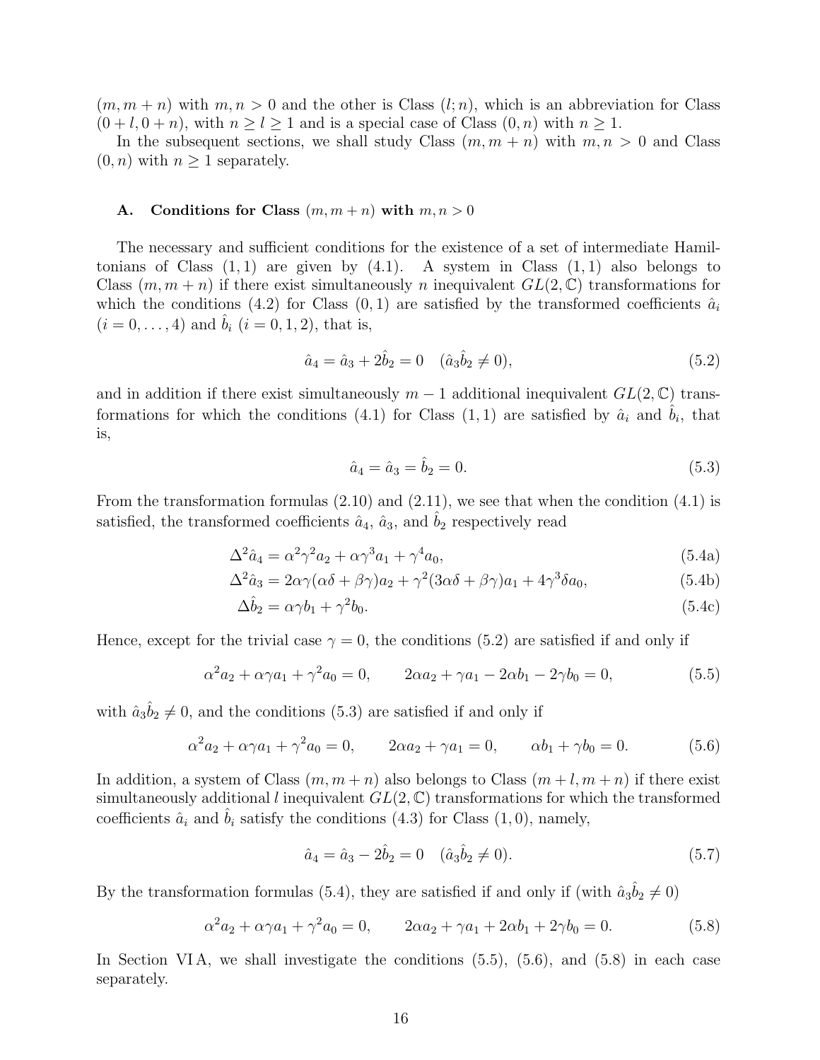$(m, m+n)$ with $m, n > 0$ and the other is Class $(l; n)$, which is an abbreviation for Class $(0+l, 0+n)$, with $n \geq l \geq 1$ and is a special case of Class $(0, n)$ with $n \geq 1$.

In the subsequent sections, we shall study Class $(m, m+n)$ with $m, n > 0$ and Class $(0, n)$ with $n \geq 1$ separately.

### A. Conditions for Class $(m, m+n)$ with $m, n > 0$

The necessary and sufficient conditions for the existence of a set of intermediate Hamiltonians of Class $(1, 1)$ are given by (4.1). A system in Class $(1, 1)$ also belongs to Class $(m, m+n)$ if there exist simultaneously $n$ inequivalent $GL(2, \mathbb{C})$ transformations for which the conditions (4.2) for Class $(0, 1)$ are satisfied by the transformed coefficients $\hat{a}_i$ $(i = 0, \ldots, 4)$ and $\hat{b}_i$ $(i = 0, 1, 2)$, that is,

$$\hat{a}_4 = \hat{a}_3 + 2\hat{b}_2 = 0 \quad (\hat{a}_3 \hat{b}_2 \neq 0), \tag{5.2}$$

and in addition if there exist simultaneously $m - 1$ additional inequivalent $GL(2, \mathbb{C})$ transformations for which the conditions (4.1) for Class $(1, 1)$ are satisfied by $\hat{a}_i$ and $\hat{b}_i$, that is,

$$\hat{a}_4 = \hat{a}_3 = \hat{b}_2 = 0. \tag{5.3}$$

From the transformation formulas (2.10) and (2.11), we see that when the condition (4.1) is satisfied, the transformed coefficients $\hat{a}_4$, $\hat{a}_3$, and $\hat{b}_2$ respectively read

$$\Delta^2 \hat{a}_4 = \alpha^2 \gamma^2 a_2 + \alpha \gamma^3 a_1 + \gamma^4 a_0, \tag{5.4a}$$

$$\Delta^2 \hat{a}_3 = 2\alpha\gamma(\alpha\delta + \beta\gamma) a_2 + \gamma^2 (3\alpha\delta + \beta\gamma) a_1 + 4\gamma^3 \delta a_0, \tag{5.4b}$$

$$\Delta \hat{b}_2 = \alpha\gamma b_1 + \gamma^2 b_0. \tag{5.4c}$$

Hence, except for the trivial case $\gamma = 0$, the conditions (5.2) are satisfied if and only if

$$\alpha^2 a_2 + \alpha\gamma a_1 + \gamma^2 a_0 = 0, \qquad 2\alpha a_2 + \gamma a_1 - 2\alpha b_1 - 2\gamma b_0 = 0, \tag{5.5}$$

with $\hat{a}_3 \hat{b}_2 \neq 0$, and the conditions (5.3) are satisfied if and only if

$$\alpha^2 a_2 + \alpha\gamma a_1 + \gamma^2 a_0 = 0, \qquad 2\alpha a_2 + \gamma a_1 = 0, \qquad \alpha b_1 + \gamma b_0 = 0. \tag{5.6}$$

In addition, a system of Class $(m, m+n)$ also belongs to Class $(m+l, m+n)$ if there exist simultaneously additional $l$ inequivalent $GL(2, \mathbb{C})$ transformations for which the transformed coefficients $\hat{a}_i$ and $\hat{b}_i$ satisfy the conditions (4.3) for Class $(1, 0)$, namely,

$$\hat{a}_4 = \hat{a}_3 - 2\hat{b}_2 = 0 \quad (\hat{a}_3 \hat{b}_2 \neq 0). \tag{5.7}$$

By the transformation formulas (5.4), they are satisfied if and only if (with $\hat{a}_3 \hat{b}_2 \neq 0$)

$$\alpha^2 a_2 + \alpha\gamma a_1 + \gamma^2 a_0 = 0, \qquad 2\alpha a_2 + \gamma a_1 + 2\alpha b_1 + 2\gamma b_0 = 0. \tag{5.8}$$

In Section VI A, we shall investigate the conditions (5.5), (5.6), and (5.8) in each case separately.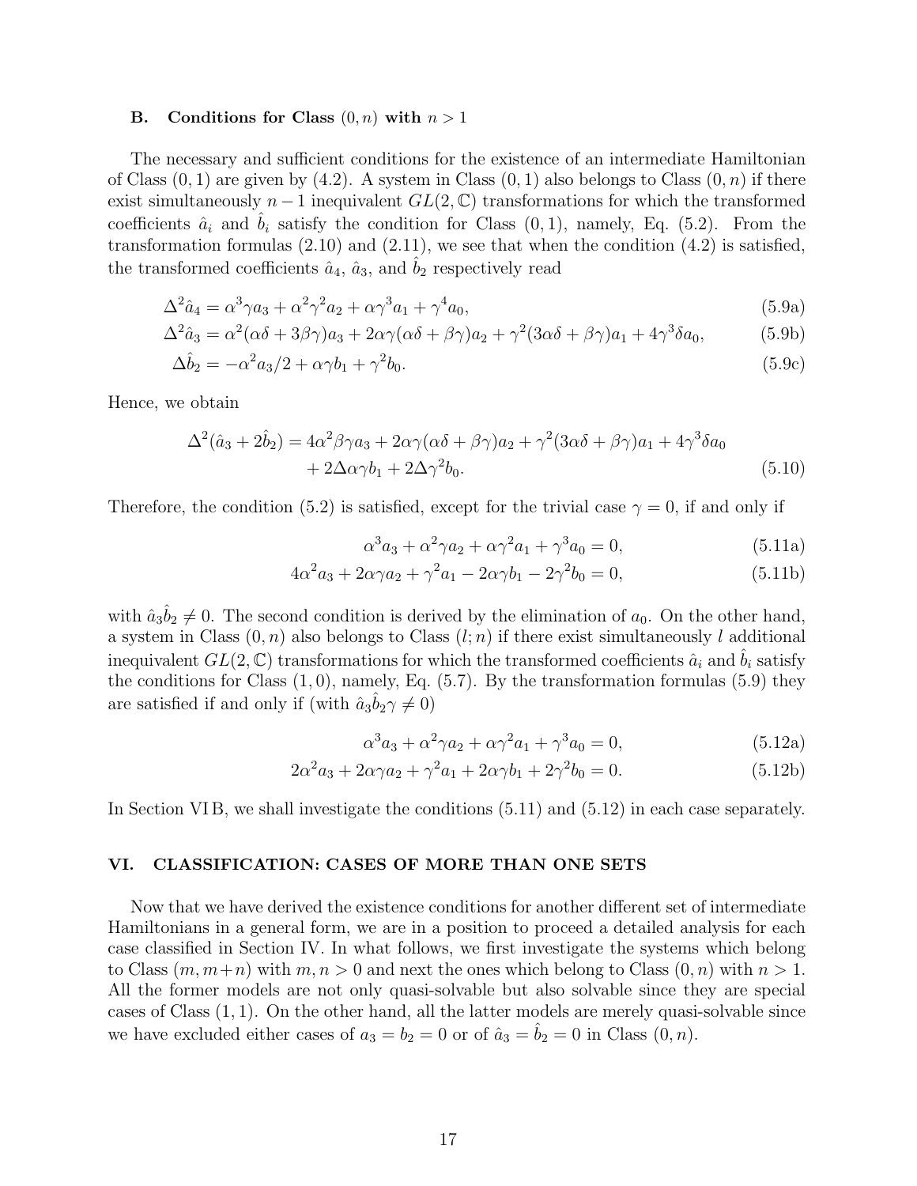### B. Conditions for Class $(0, n)$ with $n > 1$

The necessary and sufficient conditions for the existence of an intermediate Hamiltonian of Class $(0, 1)$ are given by (4.2). A system in Class $(0, 1)$ also belongs to Class $(0, n)$ if there exist simultaneously $n - 1$ inequivalent $GL(2, \mathbb{C})$ transformations for which the transformed coefficients $\hat{a}_i$ and $\hat{b}_i$ satisfy the condition for Class $(0, 1)$, namely, Eq. (5.2). From the transformation formulas (2.10) and (2.11), we see that when the condition (4.2) is satisfied, the transformed coefficients $\hat{a}_4$, $\hat{a}_3$, and $\hat{b}_2$ respectively read

$$\Delta^2 \hat{a}_4 = \alpha^3 \gamma a_3 + \alpha^2 \gamma^2 a_2 + \alpha \gamma^3 a_1 + \gamma^4 a_0, \tag{5.9a}$$

$$\Delta^2 \hat{a}_3 = \alpha^2 (\alpha\delta + 3\beta\gamma) a_3 + 2\alpha\gamma(\alpha\delta + \beta\gamma) a_2 + \gamma^2 (3\alpha\delta + \beta\gamma) a_1 + 4\gamma^3 \delta a_0, \tag{5.9b}$$

$$\Delta \hat{b}_2 = -\alpha^2 a_3/2 + \alpha\gamma b_1 + \gamma^2 b_0. \tag{5.9c}$$

Hence, we obtain

$$\Delta^2 (\hat{a}_3 + 2\hat{b}_2) = 4\alpha^2 \beta\gamma a_3 + 2\alpha\gamma(\alpha\delta + \beta\gamma) a_2 + \gamma^2 (3\alpha\delta + \beta\gamma) a_1 + 4\gamma^3 \delta a_0 + 2\Delta\alpha\gamma b_1 + 2\Delta\gamma^2 b_0. \tag{5.10}$$

Therefore, the condition (5.2) is satisfied, except for the trivial case $\gamma = 0$, if and only if

$$\alpha^3 a_3 + \alpha^2 \gamma a_2 + \alpha\gamma^2 a_1 + \gamma^3 a_0 = 0, \tag{5.11a}$$

$$4\alpha^2 a_3 + 2\alpha\gamma a_2 + \gamma^2 a_1 - 2\alpha\gamma b_1 - 2\gamma^2 b_0 = 0, \tag{5.11b}$$

with $\hat{a}_3 \hat{b}_2 \neq 0$. The second condition is derived by the elimination of $a_0$. On the other hand, a system in Class $(0, n)$ also belongs to Class $(l; n)$ if there exist simultaneously $l$ additional inequivalent $GL(2, \mathbb{C})$ transformations for which the transformed coefficients $\hat{a}_i$ and $\hat{b}_i$ satisfy the conditions for Class $(1, 0)$, namely, Eq. (5.7). By the transformation formulas (5.9) they are satisfied if and only if (with $\hat{a}_3 \hat{b}_2 \gamma \neq 0$)

$$\alpha^3 a_3 + \alpha^2 \gamma a_2 + \alpha\gamma^2 a_1 + \gamma^3 a_0 = 0, \tag{5.12a}$$

$$2\alpha^2 a_3 + 2\alpha\gamma a_2 + \gamma^2 a_1 + 2\alpha\gamma b_1 + 2\gamma^2 b_0 = 0. \tag{5.12b}$$

In Section VI B, we shall investigate the conditions (5.11) and (5.12) in each case separately.

## VI. CLASSIFICATION: CASES OF MORE THAN ONE SETS

Now that we have derived the existence conditions for another different set of intermediate Hamiltonians in a general form, we are in a position to proceed a detailed analysis for each case classified in Section IV. In what follows, we first investigate the systems which belong to Class $(m, m+n)$ with $m, n > 0$ and next the ones which belong to Class $(0, n)$ with $n > 1$. All the former models are not only quasi-solvable but also solvable since they are special cases of Class $(1, 1)$. On the other hand, all the latter models are merely quasi-solvable since we have excluded either cases of $a_3 = b_2 = 0$ or of $\hat{a}_3 = \hat{b}_2 = 0$ in Class $(0, n)$.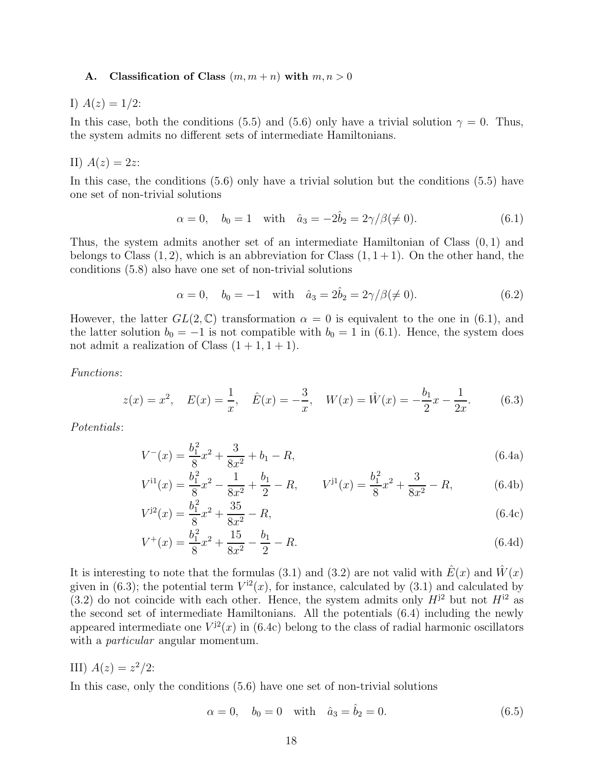### A. Classification of Class $(m, m+n)$ with $m, n > 0$

I) $A(z) = 1/2$:

In this case, both the conditions (5.5) and (5.6) only have a trivial solution $\gamma = 0$. Thus, the system admits no different sets of intermediate Hamiltonians.

II) $A(z) = 2z$:

In this case, the conditions (5.6) only have a trivial solution but the conditions (5.5) have one set of non-trivial solutions

$$\alpha = 0, \quad b_0 = 1 \quad \text{with} \quad \hat{a}_3 = -2\hat{b}_2 = 2\gamma/\beta (\neq 0). \tag{6.1}$$

Thus, the system admits another set of an intermediate Hamiltonian of Class $(0, 1)$ and belongs to Class $(1, 2)$, which is an abbreviation for Class $(1, 1+1)$. On the other hand, the conditions (5.8) also have one set of non-trivial solutions

$$\alpha = 0, \quad b_0 = -1 \quad \text{with} \quad \hat{a}_3 = 2\hat{b}_2 = 2\gamma/\beta (\neq 0). \tag{6.2}$$

However, the latter $GL(2, \mathbb{C})$ transformation $\alpha = 0$ is equivalent to the one in (6.1), and the latter solution $b_0 = -1$ is not compatible with $b_0 = 1$ in (6.1). Hence, the system does not admit a realization of Class $(1+1, 1+1)$.

*Functions*:

$$z(x) = x^2, \quad E(x) = \frac{1}{x}, \quad \hat{E}(x) = -\frac{3}{x}, \quad W(x) = \hat{W}(x) = -\frac{b_1}{2}x - \frac{1}{2x}. \tag{6.3}$$

*Potentials*:

$$V^-(x) = \frac{b_1^2}{8}x^2 + \frac{3}{8x^2} + b_1 - R, \tag{6.4a}$$

$$V^{\text{i}1}(x) = \frac{b_1^2}{8}x^2 - \frac{1}{8x^2} + \frac{b_1}{2} - R, \qquad V^{\text{j}1}(x) = \frac{b_1^2}{8}x^2 + \frac{3}{8x^2} - R, \tag{6.4b}$$

$$V^{\text{j}2}(x) = \frac{b_1^2}{8}x^2 + \frac{35}{8x^2} - R, \tag{6.4c}$$

$$V^+(x) = \frac{b_1^2}{8}x^2 + \frac{15}{8x^2} - \frac{b_1}{2} - R. \tag{6.4d}$$

It is interesting to note that the formulas (3.1) and (3.2) are not valid with $\hat{E}(x)$ and $\hat{W}(x)$ given in (6.3); the potential term $V^{\text{i}2}(x)$, for instance, calculated by (3.1) and calculated by (3.2) do not coincide with each other. Hence, the system admits only $H^{\text{j}2}$ but not $H^{\text{i}2}$ as the second set of intermediate Hamiltonians. All the potentials (6.4) including the newly appeared intermediate one $V^{\text{j}2}(x)$ in (6.4c) belong to the class of radial harmonic oscillators with a *particular* angular momentum.

III) $A(z) = z^2/2$:

In this case, only the conditions (5.6) have one set of non-trivial solutions

$$\alpha = 0, \quad b_0 = 0 \quad \text{with} \quad \hat{a}_3 = \hat{b}_2 = 0. \tag{6.5}$$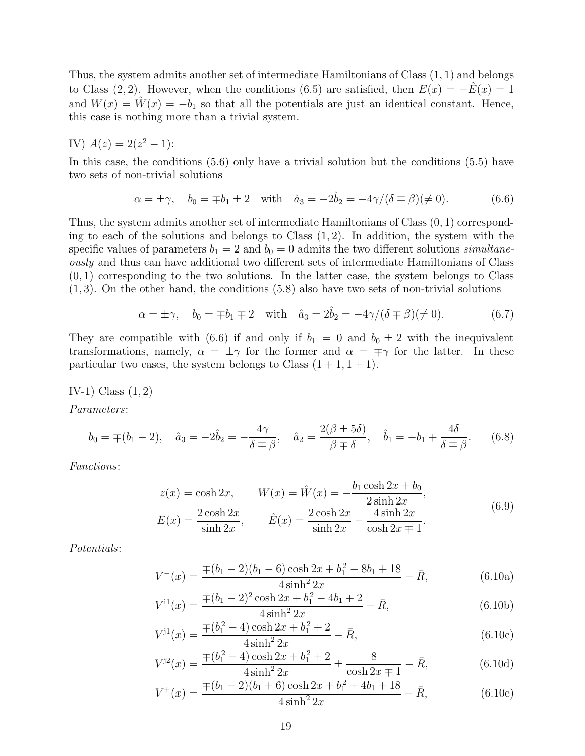Thus, the system admits another set of intermediate Hamiltonians of Class $(1,1)$ and belongs to Class $(2,2)$. However, when the conditions (6.5) are satisfied, then $E(x) = -\hat{E}(x) = 1$ and $W(x) = \hat{W}(x) = -b_1$ so that all the potentials are just an identical constant. Hence, this case is nothing more than a trivial system.

IV) $A(z) = 2(z^2 - 1)$:

In this case, the conditions (5.6) only have a trivial solution but the conditions (5.5) have two sets of non-trivial solutions

$$\alpha = \pm\gamma, \quad b_0 = \mp b_1 \pm 2 \quad \text{with} \quad \hat{a}_3 = -2\hat{b}_2 = -4\gamma/(\delta \mp \beta)(\neq 0). \tag{6.6}$$

Thus, the system admits another set of intermediate Hamiltonians of Class $(0,1)$ corresponding to each of the solutions and belongs to Class $(1,2)$. In addition, the system with the specific values of parameters $b_1 = 2$ and $b_0 = 0$ admits the two different solutions *simultaneously* and thus can have additional two different sets of intermediate Hamiltonians of Class $(0,1)$ corresponding to the two solutions. In the latter case, the system belongs to Class $(1,3)$. On the other hand, the conditions (5.8) also have two sets of non-trivial solutions

$$\alpha = \pm\gamma, \quad b_0 = \mp b_1 \mp 2 \quad \text{with} \quad \hat{a}_3 = 2\hat{b}_2 = -4\gamma/(\delta \mp \beta)(\neq 0). \tag{6.7}$$

They are compatible with (6.6) if and only if $b_1 = 0$ and $b_0 \pm 2$ with the inequivalent transformations, namely, $\alpha = \pm\gamma$ for the former and $\alpha = \mp\gamma$ for the latter. In these particular two cases, the system belongs to Class $(1+1, 1+1)$.

IV-1) Class $(1,2)$

*Parameters*:

$$b_0 = \mp(b_1 - 2), \quad \hat{a}_3 = -2\hat{b}_2 = -\frac{4\gamma}{\delta \mp \beta}, \quad \hat{a}_2 = \frac{2(\beta \pm 5\delta)}{\beta \mp \delta}, \quad \hat{b}_1 = -b_1 + \frac{4\delta}{\delta \mp \beta}. \tag{6.8}$$

*Functions*:

$$\begin{aligned} z(x) &= \cosh 2x, \qquad W(x) = \hat{W}(x) = -\frac{b_1 \cosh 2x + b_0}{2\sinh 2x}, \\ E(x) &= \frac{2\cosh 2x}{\sinh 2x}, \qquad \hat{E}(x) = \frac{2\cosh 2x}{\sinh 2x} - \frac{4\sinh 2x}{\cosh 2x \mp 1}. \end{aligned} \tag{6.9}$$

*Potentials*:

$$V^{-}(x) = \frac{\mp(b_1 - 2)(b_1 - 6)\cosh 2x + b_1^2 - 8b_1 + 18}{4\sinh^2 2x} - \bar{R}, \tag{6.10a}$$

$$V^{\mathrm{i}1}(x) = \frac{\mp(b_1 - 2)^2 \cosh 2x + b_1^2 - 4b_1 + 2}{4\sinh^2 2x} - \bar{R}, \tag{6.10b}$$

$$V^{\mathrm{j}1}(x) = \frac{\mp(b_1^2 - 4)\cosh 2x + b_1^2 + 2}{4\sinh^2 2x} - \bar{R}, \tag{6.10c}$$

$$V^{\mathrm{j}2}(x) = \frac{\mp(b_1^2 - 4)\cosh 2x + b_1^2 + 2}{4\sinh^2 2x} \pm \frac{8}{\cosh 2x \mp 1} - \bar{R}, \tag{6.10d}$$

$$V^{+}(x) = \frac{\mp(b_1 - 2)(b_1 + 6)\cosh 2x + b_1^2 + 4b_1 + 18}{4\sinh^2 2x} - \bar{R}, \tag{6.10e}$$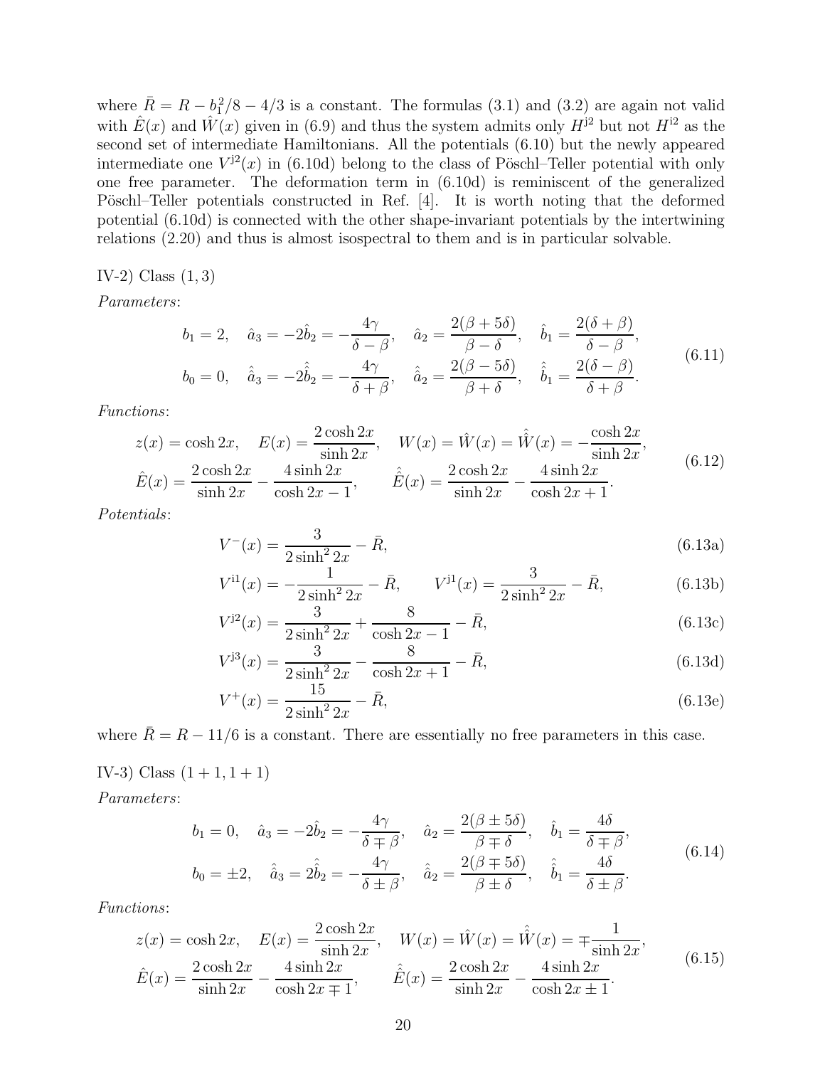where $\bar{R} = R - b_1^2/8 - 4/3$ is a constant. The formulas (3.1) and (3.2) are again not valid with $\hat{E}(x)$ and $\hat{W}(x)$ given in (6.9) and thus the system admits only $H^{\rm j2}$ but not $H^{\rm i2}$ as the second set of intermediate Hamiltonians. All the potentials (6.10) but the newly appeared intermediate one $V^{\rm j2}(x)$ in (6.10d) belong to the class of Pöschl–Teller potential with only one free parameter. The deformation term in (6.10d) is reminiscent of the generalized Pöschl–Teller potentials constructed in Ref. [4]. It is worth noting that the deformed potential (6.10d) is connected with the other shape-invariant potentials by the intertwining relations (2.20) and thus is almost isospectral to them and is in particular solvable.

IV-2) Class $(1, 3)$

*Parameters*:

$$
\begin{aligned}
&b_1 = 2, \quad \hat{a}_3 = -2\hat{b}_2 = -\frac{4\gamma}{\delta - \beta}, \quad \hat{a}_2 = \frac{2(\beta + 5\delta)}{\beta - \delta}, \quad \hat{b}_1 = \frac{2(\delta + \beta)}{\delta - \beta}, \\
&b_0 = 0, \quad \hat{\hat{a}}_3 = -2\hat{\hat{b}}_2 = -\frac{4\gamma}{\delta + \beta}, \quad \hat{\hat{a}}_2 = \frac{2(\beta - 5\delta)}{\beta + \delta}, \quad \hat{\hat{b}}_1 = \frac{2(\delta - \beta)}{\delta + \beta}.
\end{aligned}
\tag{6.11}
$$

*Functions*:

$$
\begin{aligned}
&z(x) = \cosh 2x, \quad E(x) = \frac{2\cosh 2x}{\sinh 2x}, \quad W(x) = \hat{W}(x) = \hat{\hat{W}}(x) = -\frac{\cosh 2x}{\sinh 2x}, \\
&\hat{E}(x) = \frac{2\cosh 2x}{\sinh 2x} - \frac{4\sinh 2x}{\cosh 2x - 1}, \qquad \hat{\hat{E}}(x) = \frac{2\cosh 2x}{\sinh 2x} - \frac{4\sinh 2x}{\cosh 2x + 1}.
\end{aligned}
\tag{6.12}
$$

*Potentials*:

$$
V^{-}(x) = \frac{3}{2\sinh^2 2x} - \bar{R}, \tag{6.13a}
$$

$$
V^{\rm i1}(x) = -\frac{1}{2\sinh^2 2x} - \bar{R}, \qquad V^{\rm j1}(x) = \frac{3}{2\sinh^2 2x} - \bar{R}, \tag{6.13b}
$$

$$
V^{\rm j2}(x) = \frac{3}{2\sinh^2 2x} + \frac{8}{\cosh 2x - 1} - \bar{R}, \tag{6.13c}
$$

$$
V^{\rm j3}(x) = \frac{3}{2\sinh^2 2x} - \frac{8}{\cosh 2x + 1} - \bar{R}, \tag{6.13d}
$$

$$
V^{+}(x) = \frac{15}{2\sinh^2 2x} - \bar{R}, \tag{6.13e}
$$

where $\bar{R} = R - 11/6$ is a constant. There are essentially no free parameters in this case.

IV-3) Class $(1 + 1, 1 + 1)$

*Parameters*:

$$
\begin{aligned}
&b_1 = 0, \quad \hat{a}_3 = -2\hat{b}_2 = -\frac{4\gamma}{\delta \mp \beta}, \quad \hat{a}_2 = \frac{2(\beta \pm 5\delta)}{\beta \mp \delta}, \quad \hat{b}_1 = \frac{4\delta}{\delta \mp \beta}, \\
&b_0 = \pm 2, \quad \hat{\hat{a}}_3 = 2\hat{\hat{b}}_2 = -\frac{4\gamma}{\delta \pm \beta}, \quad \hat{\hat{a}}_2 = \frac{2(\beta \mp 5\delta)}{\beta \pm \delta}, \quad \hat{\hat{b}}_1 = \frac{4\delta}{\delta \pm \beta}.
\end{aligned}
\tag{6.14}
$$

*Functions*:

$$
\begin{aligned}
&z(x) = \cosh 2x, \quad E(x) = \frac{2\cosh 2x}{\sinh 2x}, \quad W(x) = \hat{W}(x) = \hat{\hat{W}}(x) = \mp\frac{1}{\sinh 2x}, \\
&\hat{E}(x) = \frac{2\cosh 2x}{\sinh 2x} - \frac{4\sinh 2x}{\cosh 2x \mp 1}, \qquad \hat{\hat{E}}(x) = \frac{2\cosh 2x}{\sinh 2x} - \frac{4\sinh 2x}{\cosh 2x \pm 1}.
\end{aligned}
\tag{6.15}
$$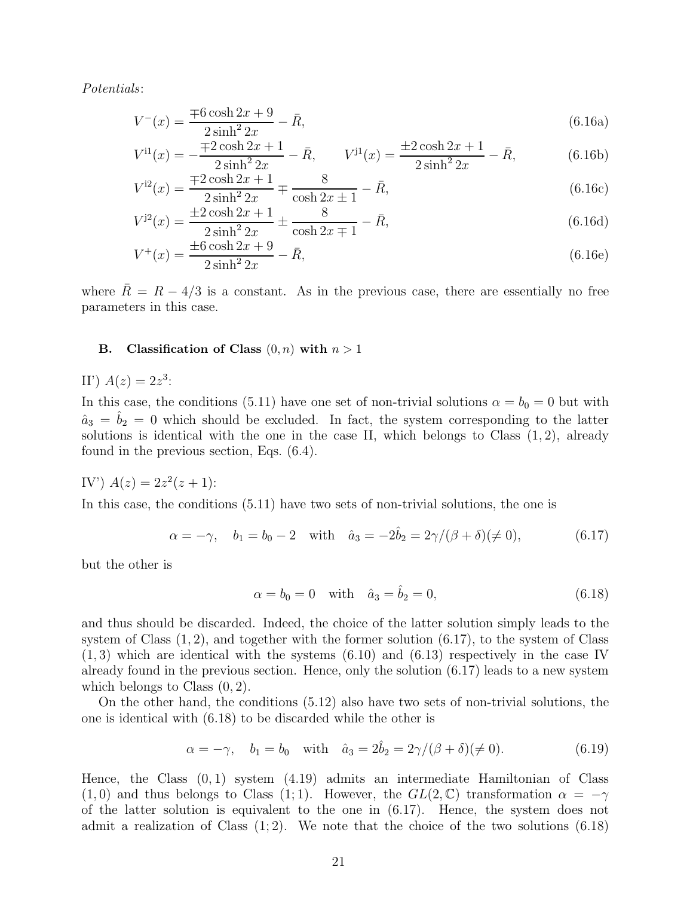*Potentials*:

$$V^{-}(x) = \frac{\mp 6\cosh 2x + 9}{2\sinh^2 2x} - \bar{R}, \tag{6.16a}$$

$$V^{\mathrm{i}1}(x) = -\frac{\mp 2\cosh 2x + 1}{2\sinh^2 2x} - \bar{R}, \qquad V^{\mathrm{j}1}(x) = \frac{\pm 2\cosh 2x + 1}{2\sinh^2 2x} - \bar{R}, \tag{6.16b}$$

$$V^{\mathrm{i}2}(x) = \frac{\mp 2\cosh 2x + 1}{2\sinh^2 2x} \mp \frac{8}{\cosh 2x \pm 1} - \bar{R}, \tag{6.16c}$$

$$V^{\mathrm{j}2}(x) = \frac{\pm 2\cosh 2x + 1}{2\sinh^2 2x} \pm \frac{8}{\cosh 2x \mp 1} - \bar{R}, \tag{6.16d}$$

$$V^{+}(x) = \frac{\pm 6\cosh 2x + 9}{2\sinh^2 2x} - \bar{R}, \tag{6.16e}$$

where $\bar{R} = R - 4/3$ is a constant. As in the previous case, there are essentially no free parameters in this case.

### B. Classification of Class $(0, n)$ with $n > 1$

II') $A(z) = 2z^3$:

In this case, the conditions (5.11) have one set of non-trivial solutions $\alpha = b_0 = 0$ but with $\hat{a}_3 = \hat{b}_2 = 0$ which should be excluded. In fact, the system corresponding to the latter solutions is identical with the one in the case II, which belongs to Class $(1, 2)$, already found in the previous section, Eqs. (6.4).

IV') $A(z) = 2z^2(z + 1)$:

In this case, the conditions (5.11) have two sets of non-trivial solutions, the one is

$$\alpha = -\gamma, \quad b_1 = b_0 - 2 \quad \text{with} \quad \hat{a}_3 = -2\hat{b}_2 = 2\gamma/(\beta + \delta)(\neq 0), \tag{6.17}$$

but the other is

$$\alpha = b_0 = 0 \quad \text{with} \quad \hat{a}_3 = \hat{b}_2 = 0, \tag{6.18}$$

and thus should be discarded. Indeed, the choice of the latter solution simply leads to the system of Class $(1, 2)$, and together with the former solution (6.17), to the system of Class $(1, 3)$ which are identical with the systems (6.10) and (6.13) respectively in the case IV already found in the previous section. Hence, only the solution (6.17) leads to a new system which belongs to Class $(0, 2)$.

On the other hand, the conditions (5.12) also have two sets of non-trivial solutions, the one is identical with (6.18) to be discarded while the other is

$$\alpha = -\gamma, \quad b_1 = b_0 \quad \text{with} \quad \hat{a}_3 = 2\hat{b}_2 = 2\gamma/(\beta + \delta)(\neq 0). \tag{6.19}$$

Hence, the Class $(0, 1)$ system (4.19) admits an intermediate Hamiltonian of Class $(1, 0)$ and thus belongs to Class $(1; 1)$. However, the $GL(2, \mathbb{C})$ transformation $\alpha = -\gamma$ of the latter solution is equivalent to the one in (6.17). Hence, the system does not admit a realization of Class $(1; 2)$. We note that the choice of the two solutions (6.18)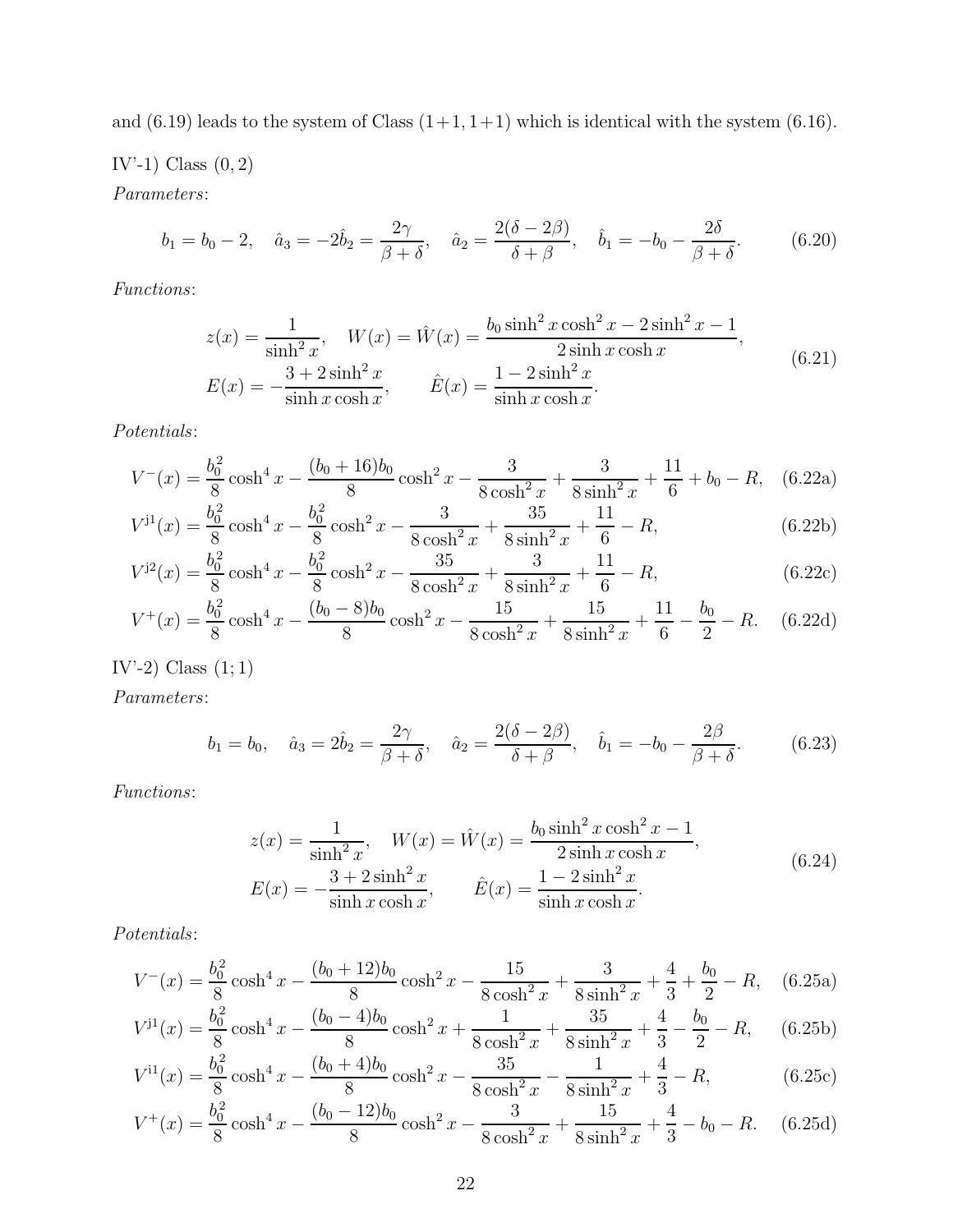and (6.19) leads to the system of Class (1+1, 1+1) which is identical with the system (6.16).

IV'-1) Class $(0, 2)$

*Parameters*:

$$b_1 = b_0 - 2, \quad \hat{a}_3 = -2\hat{b}_2 = \frac{2\gamma}{\beta+\delta}, \quad \hat{a}_2 = \frac{2(\delta-2\beta)}{\delta+\beta}, \quad \hat{b}_1 = -b_0 - \frac{2\delta}{\beta+\delta}. \tag{6.20}$$

*Functions*:

$$\begin{aligned} z(x) &= \frac{1}{\sinh^2 x}, \quad W(x) = \hat{W}(x) = \frac{b_0 \sinh^2 x \cosh^2 x - 2\sinh^2 x - 1}{2\sinh x \cosh x}, \\ E(x) &= -\frac{3 + 2\sinh^2 x}{\sinh x \cosh x}, \qquad \hat{E}(x) = \frac{1 - 2\sinh^2 x}{\sinh x \cosh x}. \end{aligned} \tag{6.21}$$

*Potentials*:

$$V^-(x) = \frac{b_0^2}{8}\cosh^4 x - \frac{(b_0+16)b_0}{8}\cosh^2 x - \frac{3}{8\cosh^2 x} + \frac{3}{8\sinh^2 x} + \frac{11}{6} + b_0 - R, \tag{6.22a}$$

$$V^{\text{j}1}(x) = \frac{b_0^2}{8}\cosh^4 x - \frac{b_0^2}{8}\cosh^2 x - \frac{3}{8\cosh^2 x} + \frac{35}{8\sinh^2 x} + \frac{11}{6} - R, \tag{6.22b}$$

$$V^{\text{j}2}(x) = \frac{b_0^2}{8}\cosh^4 x - \frac{b_0^2}{8}\cosh^2 x - \frac{35}{8\cosh^2 x} + \frac{3}{8\sinh^2 x} + \frac{11}{6} - R, \tag{6.22c}$$

$$V^+(x) = \frac{b_0^2}{8}\cosh^4 x - \frac{(b_0-8)b_0}{8}\cosh^2 x - \frac{15}{8\cosh^2 x} + \frac{15}{8\sinh^2 x} + \frac{11}{6} - \frac{b_0}{2} - R. \tag{6.22d}$$

IV'-2) Class $(1; 1)$

*Parameters*:

$$b_1 = b_0, \quad \hat{a}_3 = 2\hat{b}_2 = \frac{2\gamma}{\beta+\delta}, \quad \hat{a}_2 = \frac{2(\delta-2\beta)}{\delta+\beta}, \quad \hat{b}_1 = -b_0 - \frac{2\beta}{\beta+\delta}. \tag{6.23}$$

*Functions*:

$$\begin{aligned} z(x) &= \frac{1}{\sinh^2 x}, \quad W(x) = \hat{W}(x) = \frac{b_0 \sinh^2 x \cosh^2 x - 1}{2\sinh x \cosh x}, \\ E(x) &= -\frac{3 + 2\sinh^2 x}{\sinh x \cosh x}, \qquad \hat{E}(x) = \frac{1 - 2\sinh^2 x}{\sinh x \cosh x}. \end{aligned} \tag{6.24}$$

*Potentials*:

$$V^-(x) = \frac{b_0^2}{8}\cosh^4 x - \frac{(b_0+12)b_0}{8}\cosh^2 x - \frac{15}{8\cosh^2 x} + \frac{3}{8\sinh^2 x} + \frac{4}{3} + \frac{b_0}{2} - R, \tag{6.25a}$$

$$V^{\text{j}1}(x) = \frac{b_0^2}{8}\cosh^4 x - \frac{(b_0-4)b_0}{8}\cosh^2 x + \frac{1}{8\cosh^2 x} + \frac{35}{8\sinh^2 x} + \frac{4}{3} - \frac{b_0}{2} - R, \tag{6.25b}$$

$$V^{\text{i}1}(x) = \frac{b_0^2}{8}\cosh^4 x - \frac{(b_0+4)b_0}{8}\cosh^2 x - \frac{35}{8\cosh^2 x} - \frac{1}{8\sinh^2 x} + \frac{4}{3} - R, \tag{6.25c}$$

$$V^+(x) = \frac{b_0^2}{8}\cosh^4 x - \frac{(b_0-12)b_0}{8}\cosh^2 x - \frac{3}{8\cosh^2 x} + \frac{15}{8\sinh^2 x} + \frac{4}{3} - b_0 - R. \tag{6.25d}$$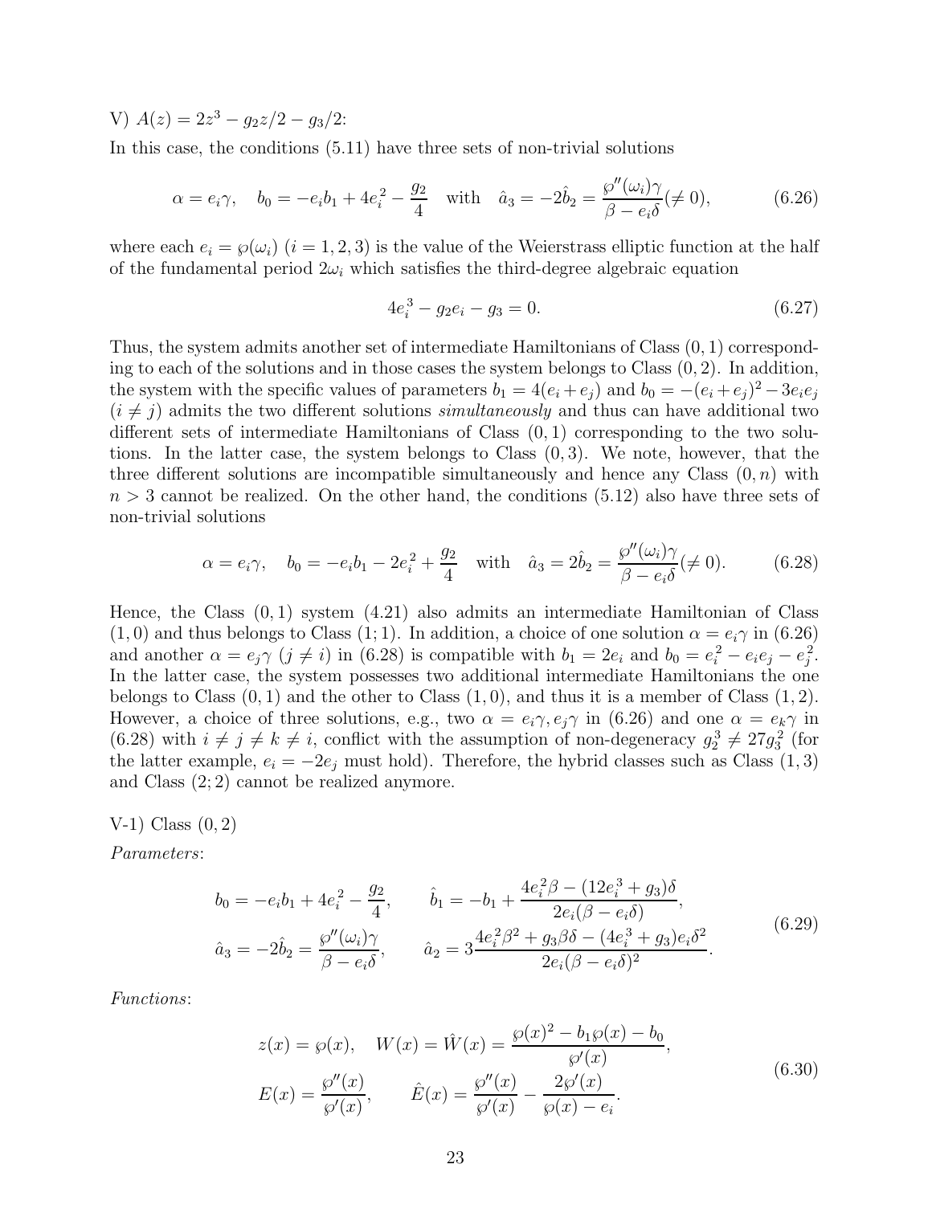V) $A(z) = 2z^3 - g_2 z/2 - g_3/2$:

In this case, the conditions (5.11) have three sets of non-trivial solutions

$$\alpha = e_i \gamma, \quad b_0 = -e_i b_1 + 4e_i^2 - \frac{g_2}{4} \quad \text{with} \quad \hat{a}_3 = -2\hat{b}_2 = \frac{\wp''(\omega_i)\gamma}{\beta - e_i \delta} (\neq 0), \tag{6.26}$$

where each $e_i = \wp(\omega_i)$ $(i = 1, 2, 3)$ is the value of the Weierstrass elliptic function at the half of the fundamental period $2\omega_i$ which satisfies the third-degree algebraic equation

$$4e_i^3 - g_2 e_i - g_3 = 0. \tag{6.27}$$

Thus, the system admits another set of intermediate Hamiltonians of Class $(0, 1)$ corresponding to each of the solutions and in those cases the system belongs to Class $(0, 2)$. In addition, the system with the specific values of parameters $b_1 = 4(e_i + e_j)$ and $b_0 = -(e_i + e_j)^2 - 3e_i e_j$ $(i \neq j)$ admits the two different solutions *simultaneously* and thus can have additional two different sets of intermediate Hamiltonians of Class $(0, 1)$ corresponding to the two solutions. In the latter case, the system belongs to Class $(0, 3)$. We note, however, that the three different solutions are incompatible simultaneously and hence any Class $(0, n)$ with $n > 3$ cannot be realized. On the other hand, the conditions (5.12) also have three sets of non-trivial solutions

$$\alpha = e_i \gamma, \quad b_0 = -e_i b_1 - 2e_i^2 + \frac{g_2}{4} \quad \text{with} \quad \hat{a}_3 = 2\hat{b}_2 = \frac{\wp''(\omega_i)\gamma}{\beta - e_i \delta} (\neq 0). \tag{6.28}$$

Hence, the Class $(0, 1)$ system (4.21) also admits an intermediate Hamiltonian of Class $(1, 0)$ and thus belongs to Class $(1; 1)$. In addition, a choice of one solution $\alpha = e_i \gamma$ in (6.26) and another $\alpha = e_j \gamma$ $(j \neq i)$ in (6.28) is compatible with $b_1 = 2e_i$ and $b_0 = e_i^2 - e_i e_j - e_j^2$. In the latter case, the system possesses two additional intermediate Hamiltonians the one belongs to Class $(0, 1)$ and the other to Class $(1, 0)$, and thus it is a member of Class $(1, 2)$. However, a choice of three solutions, e.g., two $\alpha = e_i \gamma, e_j \gamma$ in (6.26) and one $\alpha = e_k \gamma$ in (6.28) with $i \neq j \neq k \neq i$, conflict with the assumption of non-degeneracy $g_2^3 \neq 27g_3^2$ (for the latter example, $e_i = -2e_j$ must hold). Therefore, the hybrid classes such as Class $(1, 3)$ and Class $(2; 2)$ cannot be realized anymore.

V-1) Class $(0, 2)$

*Parameters*:

$$\begin{aligned}
&b_0 = -e_i b_1 + 4e_i^2 - \frac{g_2}{4}, \qquad \hat{b}_1 = -b_1 + \frac{4e_i^2 \beta - (12e_i^3 + g_3)\delta}{2e_i(\beta - e_i \delta)}, \\
&\hat{a}_3 = -2\hat{b}_2 = \frac{\wp''(\omega_i)\gamma}{\beta - e_i \delta}, \qquad \hat{a}_2 = 3\frac{4e_i^2 \beta^2 + g_3 \beta \delta - (4e_i^3 + g_3)e_i \delta^2}{2e_i(\beta - e_i \delta)^2}.
\end{aligned} \tag{6.29}$$

*Functions*:

$$\begin{aligned}
&z(x) = \wp(x), \quad W(x) = \hat{W}(x) = \frac{\wp(x)^2 - b_1 \wp(x) - b_0}{\wp'(x)}, \\
&E(x) = \frac{\wp''(x)}{\wp'(x)}, \qquad \hat{E}(x) = \frac{\wp''(x)}{\wp'(x)} - \frac{2\wp'(x)}{\wp(x) - e_i}.
\end{aligned} \tag{6.30}$$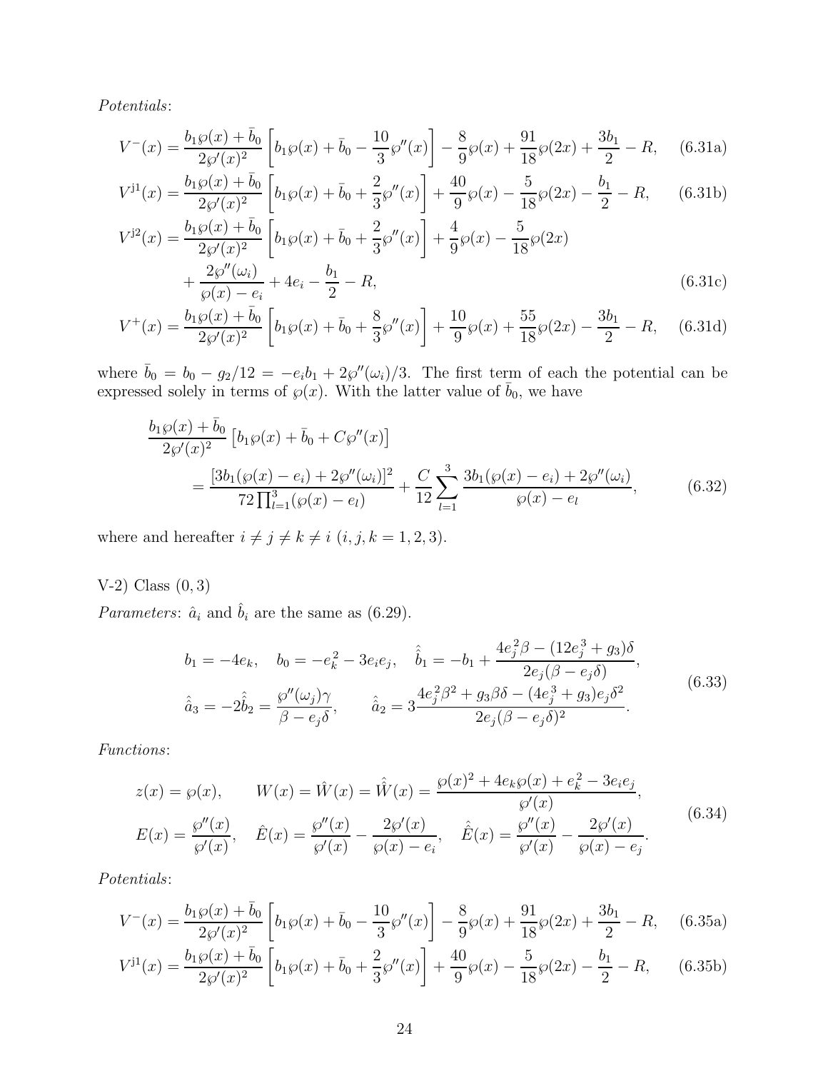*Potentials*:

$$V^{-}(x) = \frac{b_1\wp(x) + \bar{b}_0}{2\wp'(x)^2}\left[b_1\wp(x) + \bar{b}_0 - \frac{10}{3}\wp''(x)\right] - \frac{8}{9}\wp(x) + \frac{91}{18}\wp(2x) + \frac{3b_1}{2} - R, \tag{6.31a}$$

$$V^{\mathrm{j}1}(x) = \frac{b_1\wp(x) + \bar{b}_0}{2\wp'(x)^2}\left[b_1\wp(x) + \bar{b}_0 + \frac{2}{3}\wp''(x)\right] + \frac{40}{9}\wp(x) - \frac{5}{18}\wp(2x) - \frac{b_1}{2} - R, \tag{6.31b}$$

$$\begin{aligned} V^{\mathrm{j}2}(x) = {}& \frac{b_1\wp(x) + \bar{b}_0}{2\wp'(x)^2}\left[b_1\wp(x) + \bar{b}_0 + \frac{2}{3}\wp''(x)\right] + \frac{4}{9}\wp(x) - \frac{5}{18}\wp(2x) \\ & + \frac{2\wp''(\omega_i)}{\wp(x) - e_i} + 4e_i - \frac{b_1}{2} - R, \end{aligned} \tag{6.31c}$$

$$V^{+}(x) = \frac{b_1\wp(x) + \bar{b}_0}{2\wp'(x)^2}\left[b_1\wp(x) + \bar{b}_0 + \frac{8}{3}\wp''(x)\right] + \frac{10}{9}\wp(x) + \frac{55}{18}\wp(2x) - \frac{3b_1}{2} - R, \tag{6.31d}$$

where $\bar{b}_0 = b_0 - g_2/12 = -e_ib_1 + 2\wp''(\omega_i)/3$. The first term of each the potential can be expressed solely in terms of $\wp(x)$. With the latter value of $\bar{b}_0$, we have

$$\begin{aligned} & \frac{b_1\wp(x) + \bar{b}_0}{2\wp'(x)^2}\left[b_1\wp(x) + \bar{b}_0 + C\wp''(x)\right] \\ & \qquad = \frac{[3b_1(\wp(x) - e_i) + 2\wp''(\omega_i)]^2}{72\prod_{l=1}^{3}(\wp(x) - e_l)} + \frac{C}{12}\sum_{l=1}^{3}\frac{3b_1(\wp(x) - e_i) + 2\wp''(\omega_i)}{\wp(x) - e_l}, \end{aligned} \tag{6.32}$$

where and hereafter $i \neq j \neq k \neq i$ $(i, j, k = 1, 2, 3)$.

V-2) Class $(0, 3)$

*Parameters*: $\hat{a}_i$ and $\hat{b}_i$ are the same as (6.29).

$$\begin{aligned} & b_1 = -4e_k, \quad b_0 = -e_k^2 - 3e_ie_j, \quad \hat{\hat{b}}_1 = -b_1 + \frac{4e_j^2\beta - (12e_j^3 + g_3)\delta}{2e_j(\beta - e_j\delta)}, \\ & \hat{\hat{a}}_3 = -2\hat{\hat{b}}_2 = \frac{\wp''(\omega_j)\gamma}{\beta - e_j\delta}, \qquad \hat{\hat{a}}_2 = 3\frac{4e_j^2\beta^2 + g_3\beta\delta - (4e_j^3 + g_3)e_j\delta^2}{2e_j(\beta - e_j\delta)^2}. \end{aligned} \tag{6.33}$$

*Functions*:

$$\begin{aligned} & z(x) = \wp(x), \qquad W(x) = \hat{W}(x) = \hat{\hat{W}}(x) = \frac{\wp(x)^2 + 4e_k\wp(x) + e_k^2 - 3e_ie_j}{\wp'(x)}, \\ & E(x) = \frac{\wp''(x)}{\wp'(x)}, \quad \hat{E}(x) = \frac{\wp''(x)}{\wp'(x)} - \frac{2\wp'(x)}{\wp(x) - e_i}, \quad \hat{\hat{E}}(x) = \frac{\wp''(x)}{\wp'(x)} - \frac{2\wp'(x)}{\wp(x) - e_j}. \end{aligned} \tag{6.34}$$

*Potentials*:

$$V^{-}(x) = \frac{b_1\wp(x) + \bar{b}_0}{2\wp'(x)^2}\left[b_1\wp(x) + \bar{b}_0 - \frac{10}{3}\wp''(x)\right] - \frac{8}{9}\wp(x) + \frac{91}{18}\wp(2x) + \frac{3b_1}{2} - R, \tag{6.35a}$$

$$V^{\mathrm{j}1}(x) = \frac{b_1\wp(x) + \bar{b}_0}{2\wp'(x)^2}\left[b_1\wp(x) + \bar{b}_0 + \frac{2}{3}\wp''(x)\right] + \frac{40}{9}\wp(x) - \frac{5}{18}\wp(2x) - \frac{b_1}{2} - R, \tag{6.35b}$$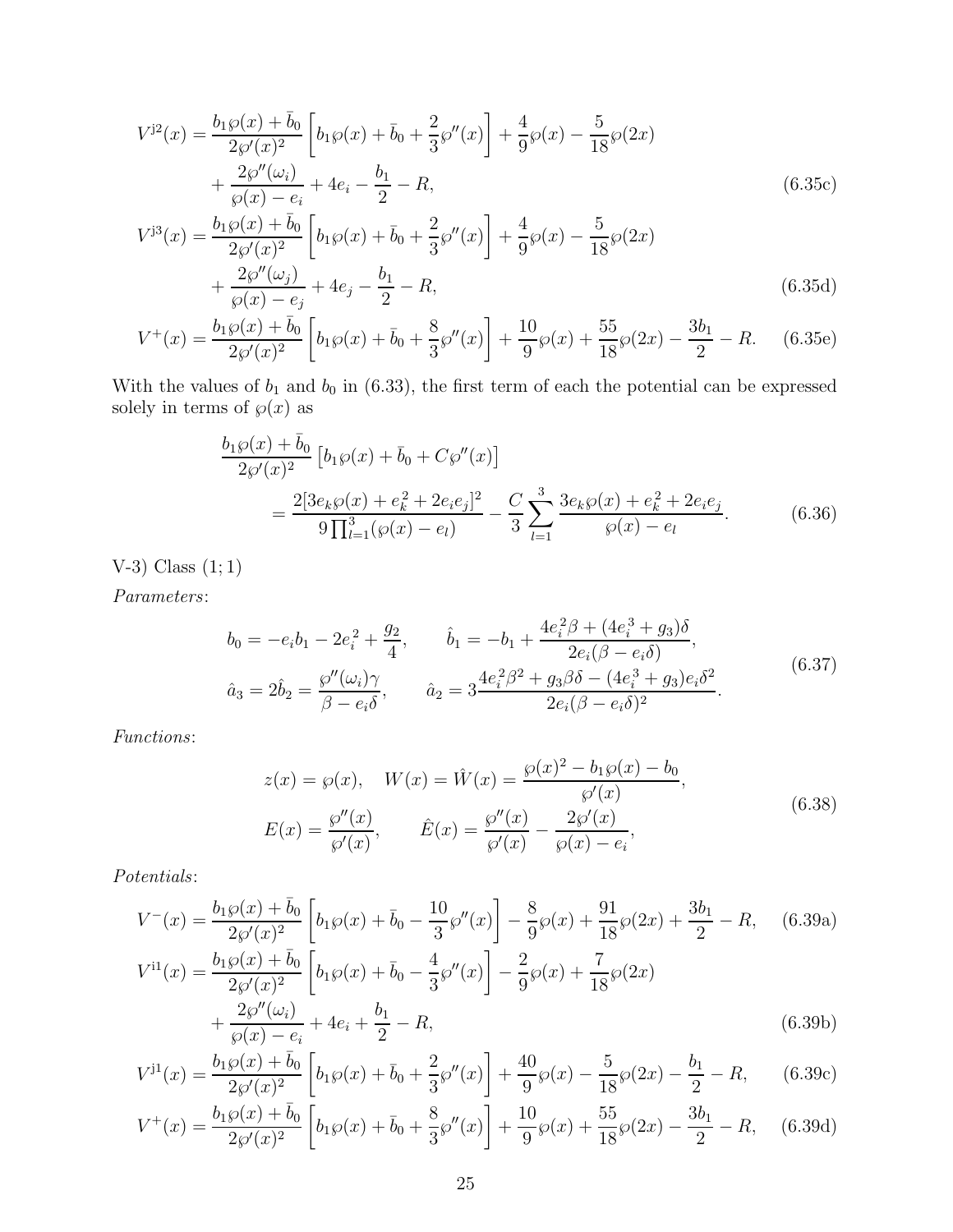$$V^{\mathrm{j}2}(x) = \frac{b_1\wp(x) + \bar{b}_0}{2\wp'(x)^2}\left[b_1\wp(x) + \bar{b}_0 + \frac{2}{3}\wp''(x)\right] + \frac{4}{9}\wp(x) - \frac{5}{18}\wp(2x)$$
$$+ \frac{2\wp''(\omega_i)}{\wp(x) - e_i} + 4e_i - \frac{b_1}{2} - R, \tag{6.35c}$$

$$V^{\mathrm{j}3}(x) = \frac{b_1\wp(x) + \bar{b}_0}{2\wp'(x)^2}\left[b_1\wp(x) + \bar{b}_0 + \frac{2}{3}\wp''(x)\right] + \frac{4}{9}\wp(x) - \frac{5}{18}\wp(2x)$$
$$+ \frac{2\wp''(\omega_j)}{\wp(x) - e_j} + 4e_j - \frac{b_1}{2} - R, \tag{6.35d}$$

$$V^{+}(x) = \frac{b_1\wp(x) + \bar{b}_0}{2\wp'(x)^2}\left[b_1\wp(x) + \bar{b}_0 + \frac{8}{3}\wp''(x)\right] + \frac{10}{9}\wp(x) + \frac{55}{18}\wp(2x) - \frac{3b_1}{2} - R. \tag{6.35e}$$

With the values of $b_1$ and $b_0$ in (6.33), the first term of each the potential can be expressed solely in terms of $\wp(x)$ as

$$\frac{b_1\wp(x) + \bar{b}_0}{2\wp'(x)^2}\left[b_1\wp(x) + \bar{b}_0 + C\wp''(x)\right]$$
$$= \frac{2[3e_k\wp(x) + e_k^2 + 2e_ie_j]^2}{9\prod_{l=1}^{3}(\wp(x) - e_l)} - \frac{C}{3}\sum_{l=1}^{3}\frac{3e_k\wp(x) + e_k^2 + 2e_ie_j}{\wp(x) - e_l}. \tag{6.36}$$

V-3) Class $(1;1)$

*Parameters*:

$$b_0 = -e_ib_1 - 2e_i^2 + \frac{g_2}{4}, \qquad \hat{b}_1 = -b_1 + \frac{4e_i^2\beta + (4e_i^3 + g_3)\delta}{2e_i(\beta - e_i\delta)},$$
$$\hat{a}_3 = 2\hat{b}_2 = \frac{\wp''(\omega_i)\gamma}{\beta - e_i\delta}, \qquad \hat{a}_2 = 3\frac{4e_i^2\beta^2 + g_3\beta\delta - (4e_i^3 + g_3)e_i\delta^2}{2e_i(\beta - e_i\delta)^2}. \tag{6.37}$$

*Functions*:

$$z(x) = \wp(x), \quad W(x) = \hat{W}(x) = \frac{\wp(x)^2 - b_1\wp(x) - b_0}{\wp'(x)},$$
$$E(x) = \frac{\wp''(x)}{\wp'(x)}, \qquad \hat{E}(x) = \frac{\wp''(x)}{\wp'(x)} - \frac{2\wp'(x)}{\wp(x) - e_i}, \tag{6.38}$$

*Potentials*:

$$V^{-}(x) = \frac{b_1\wp(x) + \bar{b}_0}{2\wp'(x)^2}\left[b_1\wp(x) + \bar{b}_0 - \frac{10}{3}\wp''(x)\right] - \frac{8}{9}\wp(x) + \frac{91}{18}\wp(2x) + \frac{3b_1}{2} - R, \tag{6.39a}$$

$$V^{\mathrm{i}1}(x) = \frac{b_1\wp(x) + \bar{b}_0}{2\wp'(x)^2}\left[b_1\wp(x) + \bar{b}_0 - \frac{4}{3}\wp''(x)\right] - \frac{2}{9}\wp(x) + \frac{7}{18}\wp(2x)$$
$$+ \frac{2\wp''(\omega_i)}{\wp(x) - e_i} + 4e_i + \frac{b_1}{2} - R, \tag{6.39b}$$

$$V^{\mathrm{j}1}(x) = \frac{b_1\wp(x) + \bar{b}_0}{2\wp'(x)^2}\left[b_1\wp(x) + \bar{b}_0 + \frac{2}{3}\wp''(x)\right] + \frac{40}{9}\wp(x) - \frac{5}{18}\wp(2x) - \frac{b_1}{2} - R, \tag{6.39c}$$

$$V^{+}(x) = \frac{b_1\wp(x) + \bar{b}_0}{2\wp'(x)^2}\left[b_1\wp(x) + \bar{b}_0 + \frac{8}{3}\wp''(x)\right] + \frac{10}{9}\wp(x) + \frac{55}{18}\wp(2x) - \frac{3b_1}{2} - R, \tag{6.39d}$$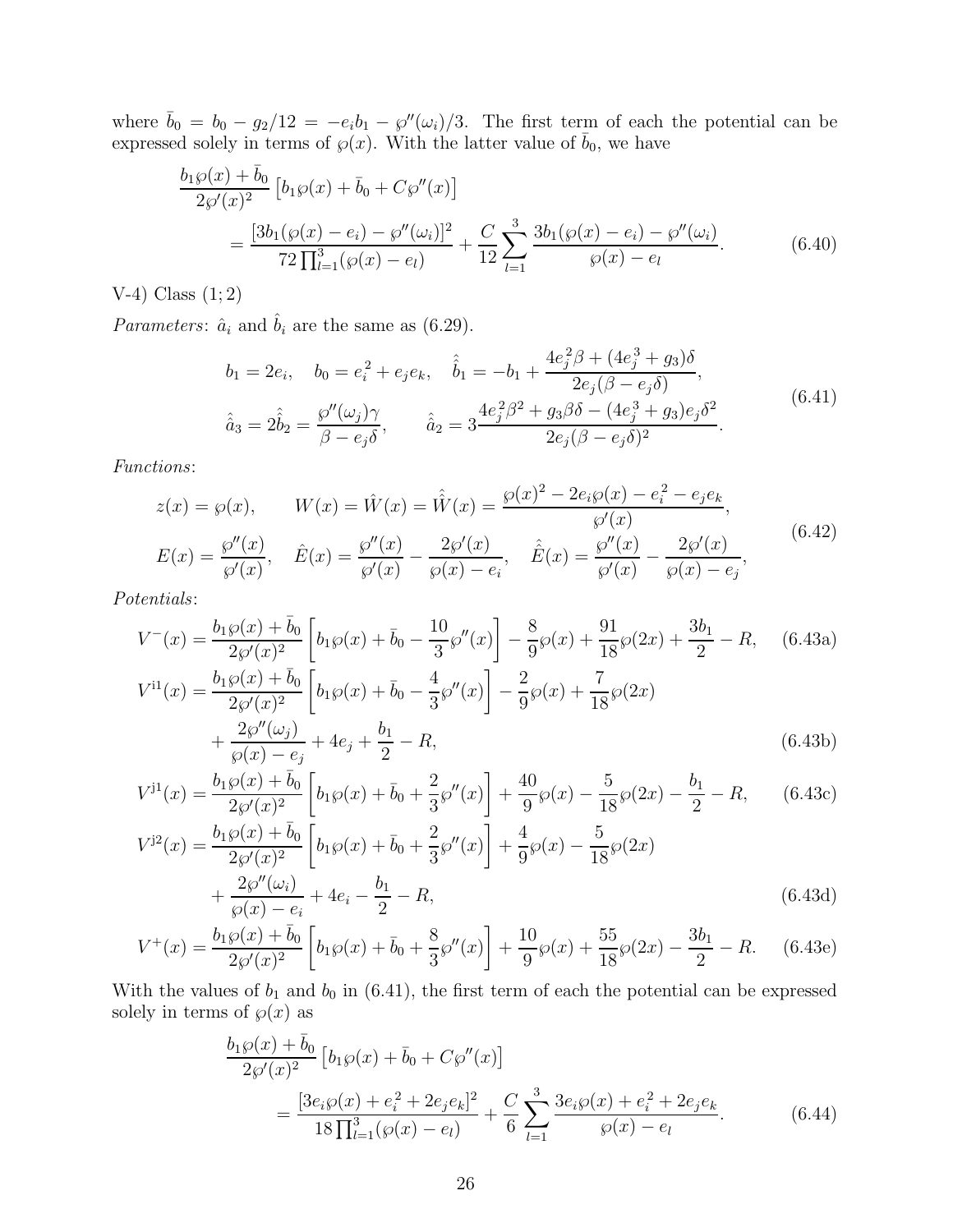where $\bar{b}_0 = b_0 - g_2/12 = -e_i b_1 - \wp''(\omega_i)/3$. The first term of each the potential can be expressed solely in terms of $\wp(x)$. With the latter value of $\bar{b}_0$, we have

$$
\begin{aligned}
&\frac{b_1\wp(x)+\bar{b}_0}{2\wp'(x)^2}\left[b_1\wp(x)+\bar{b}_0+C\wp''(x)\right] \\
&\qquad = \frac{[3b_1(\wp(x)-e_i)-\wp''(\omega_i)]^2}{72\prod_{l=1}^{3}(\wp(x)-e_l)} + \frac{C}{12}\sum_{l=1}^{3}\frac{3b_1(\wp(x)-e_i)-\wp''(\omega_i)}{\wp(x)-e_l}.
\end{aligned}
\tag{6.40}
$$

V-4) Class $(1;2)$

*Parameters*: $\hat{a}_i$ and $\hat{b}_i$ are the same as (6.29).

$$
\begin{aligned}
&b_1 = 2e_i, \quad b_0 = e_i^2 + e_j e_k, \quad \hat{\hat{b}}_1 = -b_1 + \frac{4e_j^2\beta + (4e_j^3+g_3)\delta}{2e_j(\beta - e_j\delta)}, \\
&\hat{\hat{a}}_3 = 2\hat{\hat{b}}_2 = \frac{\wp''(\omega_j)\gamma}{\beta - e_j\delta}, \qquad \hat{\hat{a}}_2 = 3\frac{4e_j^2\beta^2 + g_3\beta\delta - (4e_j^3+g_3)e_j\delta^2}{2e_j(\beta - e_j\delta)^2}.
\end{aligned}
\tag{6.41}
$$

*Functions*:

$$
\begin{aligned}
&z(x) = \wp(x), \qquad W(x) = \hat{W}(x) = \hat{\hat{W}}(x) = \frac{\wp(x)^2 - 2e_i\wp(x) - e_i^2 - e_j e_k}{\wp'(x)}, \\
&E(x) = \frac{\wp''(x)}{\wp'(x)}, \quad \hat{E}(x) = \frac{\wp''(x)}{\wp'(x)} - \frac{2\wp'(x)}{\wp(x)-e_i}, \quad \hat{\hat{E}}(x) = \frac{\wp''(x)}{\wp'(x)} - \frac{2\wp'(x)}{\wp(x)-e_j},
\end{aligned}
\tag{6.42}
$$

*Potentials*:

$$
V^{-}(x) = \frac{b_1\wp(x)+\bar{b}_0}{2\wp'(x)^2}\left[b_1\wp(x)+\bar{b}_0-\frac{10}{3}\wp''(x)\right] - \frac{8}{9}\wp(x) + \frac{91}{18}\wp(2x) + \frac{3b_1}{2} - R, \tag{6.43a}
$$

$$
\begin{aligned}
V^{\mathrm{i}1}(x) = {}& \frac{b_1\wp(x)+\bar{b}_0}{2\wp'(x)^2}\left[b_1\wp(x)+\bar{b}_0-\frac{4}{3}\wp''(x)\right] - \frac{2}{9}\wp(x) + \frac{7}{18}\wp(2x) \\
&+ \frac{2\wp''(\omega_j)}{\wp(x)-e_j} + 4e_j + \frac{b_1}{2} - R,
\end{aligned}
\tag{6.43b}
$$

$$
V^{\mathrm{j}1}(x) = \frac{b_1\wp(x)+\bar{b}_0}{2\wp'(x)^2}\left[b_1\wp(x)+\bar{b}_0+\frac{2}{3}\wp''(x)\right] + \frac{40}{9}\wp(x) - \frac{5}{18}\wp(2x) - \frac{b_1}{2} - R, \tag{6.43c}
$$

$$
\begin{aligned}
V^{\mathrm{j}2}(x) = {}& \frac{b_1\wp(x)+\bar{b}_0}{2\wp'(x)^2}\left[b_1\wp(x)+\bar{b}_0+\frac{2}{3}\wp''(x)\right] + \frac{4}{9}\wp(x) - \frac{5}{18}\wp(2x) \\
&+ \frac{2\wp''(\omega_i)}{\wp(x)-e_i} + 4e_i - \frac{b_1}{2} - R,
\end{aligned}
\tag{6.43d}
$$

$$
V^{+}(x) = \frac{b_1\wp(x)+\bar{b}_0}{2\wp'(x)^2}\left[b_1\wp(x)+\bar{b}_0+\frac{8}{3}\wp''(x)\right] + \frac{10}{9}\wp(x) + \frac{55}{18}\wp(2x) - \frac{3b_1}{2} - R. \tag{6.43e}
$$

With the values of $b_1$ and $b_0$ in (6.41), the first term of each the potential can be expressed solely in terms of $\wp(x)$ as

$$
\begin{aligned}
&\frac{b_1\wp(x)+\bar{b}_0}{2\wp'(x)^2}\left[b_1\wp(x)+\bar{b}_0+C\wp''(x)\right] \\
&\qquad = \frac{[3e_i\wp(x)+e_i^2+2e_je_k]^2}{18\prod_{l=1}^{3}(\wp(x)-e_l)} + \frac{C}{6}\sum_{l=1}^{3}\frac{3e_i\wp(x)+e_i^2+2e_je_k}{\wp(x)-e_l}.
\end{aligned}
\tag{6.44}
$$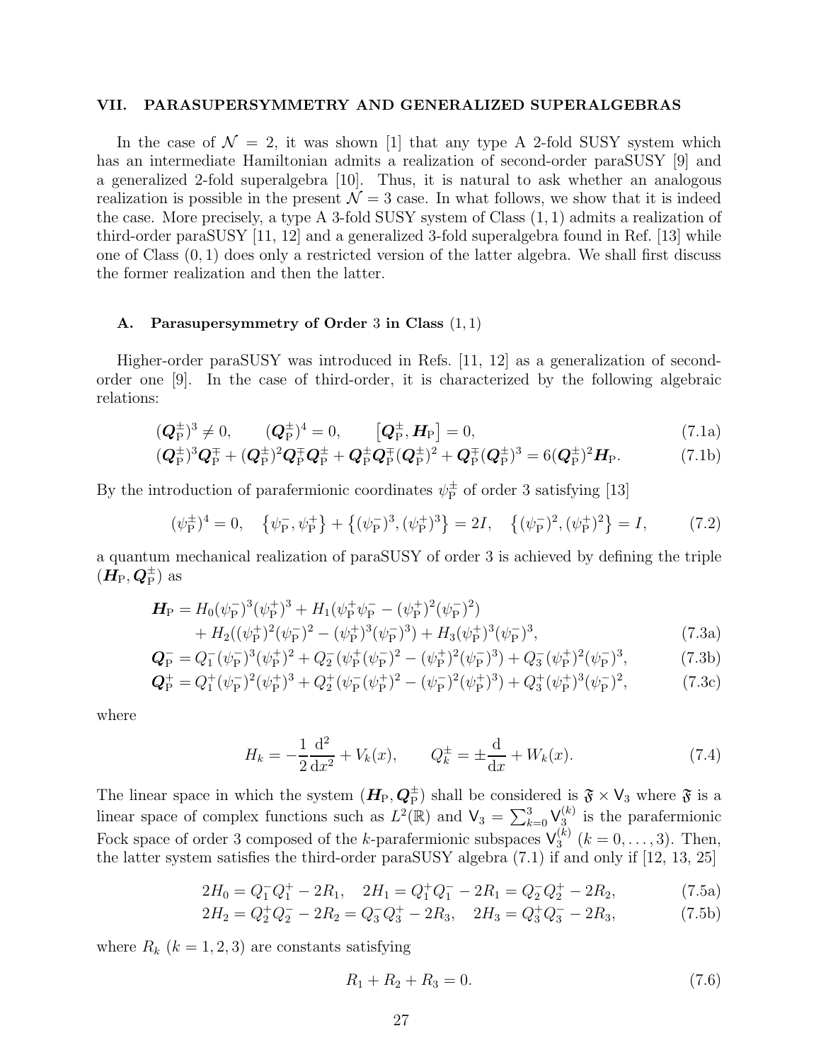## VII. PARASUPERSYMMETRY AND GENERALIZED SUPERALGEBRAS

In the case of $\mathcal{N} = 2$, it was shown [1] that any type A 2-fold SUSY system which has an intermediate Hamiltonian admits a realization of second-order paraSUSY [9] and a generalized 2-fold superalgebra [10]. Thus, it is natural to ask whether an analogous realization is possible in the present $\mathcal{N} = 3$ case. In what follows, we show that it is indeed the case. More precisely, a type A 3-fold SUSY system of Class $(1, 1)$ admits a realization of third-order paraSUSY [11, 12] and a generalized 3-fold superalgebra found in Ref. [13] while one of Class $(0, 1)$ does only a restricted version of the latter algebra. We shall first discuss the former realization and then the latter.

### A. Parasupersymmetry of Order 3 in Class $(1, 1)$

Higher-order paraSUSY was introduced in Refs. [11, 12] as a generalization of second-order one [9]. In the case of third-order, it is characterized by the following algebraic relations:

$$(\boldsymbol{Q}_{\mathrm{P}}^{\pm})^3 \neq 0, \qquad (\boldsymbol{Q}_{\mathrm{P}}^{\pm})^4 = 0, \qquad \left[\boldsymbol{Q}_{\mathrm{P}}^{\pm}, \boldsymbol{H}_{\mathrm{P}}\right] = 0, \tag{7.1a}$$

$$(\boldsymbol{Q}_{\mathrm{P}}^{\pm})^3\boldsymbol{Q}_{\mathrm{P}}^{\mp} + (\boldsymbol{Q}_{\mathrm{P}}^{\pm})^2\boldsymbol{Q}_{\mathrm{P}}^{\mp}\boldsymbol{Q}_{\mathrm{P}}^{\pm} + \boldsymbol{Q}_{\mathrm{P}}^{\pm}\boldsymbol{Q}_{\mathrm{P}}^{\mp}(\boldsymbol{Q}_{\mathrm{P}}^{\pm})^2 + \boldsymbol{Q}_{\mathrm{P}}^{\mp}(\boldsymbol{Q}_{\mathrm{P}}^{\pm})^3 = 6(\boldsymbol{Q}_{\mathrm{P}}^{\pm})^2\boldsymbol{H}_{\mathrm{P}}. \tag{7.1b}$$

By the introduction of parafermionic coordinates $\psi_{\mathrm{P}}^{\pm}$ of order 3 satisfying [13]

$$(\psi_{\mathrm{P}}^{\pm})^4 = 0, \quad \left\{\psi_{\mathrm{P}}^{-}, \psi_{\mathrm{P}}^{+}\right\} + \left\{(\psi_{\mathrm{P}}^{-})^3, (\psi_{\mathrm{P}}^{+})^3\right\} = 2I, \quad \left\{(\psi_{\mathrm{P}}^{-})^2, (\psi_{\mathrm{P}}^{+})^2\right\} = I, \tag{7.2}$$

a quantum mechanical realization of paraSUSY of order 3 is achieved by defining the triple $(\boldsymbol{H}_{\mathrm{P}}, \boldsymbol{Q}_{\mathrm{P}}^{\pm})$ as

$$\begin{aligned}\boldsymbol{H}_{\mathrm{P}} &= H_0(\psi_{\mathrm{P}}^{-})^3(\psi_{\mathrm{P}}^{+})^3 + H_1(\psi_{\mathrm{P}}^{+}\psi_{\mathrm{P}}^{-} - (\psi_{\mathrm{P}}^{+})^2(\psi_{\mathrm{P}}^{-})^2)\\ &\quad + H_2((\psi_{\mathrm{P}}^{+})^2(\psi_{\mathrm{P}}^{-})^2 - (\psi_{\mathrm{P}}^{+})^3(\psi_{\mathrm{P}}^{-})^3) + H_3(\psi_{\mathrm{P}}^{+})^3(\psi_{\mathrm{P}}^{-})^3,\end{aligned} \tag{7.3a}$$

$$\boldsymbol{Q}_{\mathrm{P}}^{-} = Q_1^{-}(\psi_{\mathrm{P}}^{-})^3(\psi_{\mathrm{P}}^{+})^2 + Q_2^{-}(\psi_{\mathrm{P}}^{+}(\psi_{\mathrm{P}}^{-})^2 - (\psi_{\mathrm{P}}^{+})^2(\psi_{\mathrm{P}}^{-})^3) + Q_3^{-}(\psi_{\mathrm{P}}^{+})^2(\psi_{\mathrm{P}}^{-})^3, \tag{7.3b}$$

$$\boldsymbol{Q}_{\mathrm{P}}^{+} = Q_1^{+}(\psi_{\mathrm{P}}^{-})^2(\psi_{\mathrm{P}}^{+})^3 + Q_2^{+}(\psi_{\mathrm{P}}^{-}(\psi_{\mathrm{P}}^{+})^2 - (\psi_{\mathrm{P}}^{-})^2(\psi_{\mathrm{P}}^{+})^3) + Q_3^{+}(\psi_{\mathrm{P}}^{+})^3(\psi_{\mathrm{P}}^{-})^2, \tag{7.3c}$$

where

$$H_k = -\frac{1}{2}\frac{\mathrm{d}^2}{\mathrm{d}x^2} + V_k(x), \qquad Q_k^{\pm} = \pm\frac{\mathrm{d}}{\mathrm{d}x} + W_k(x). \tag{7.4}$$

The linear space in which the system $(\boldsymbol{H}_{\mathrm{P}}, \boldsymbol{Q}_{\mathrm{P}}^{\pm})$ shall be considered is $\mathfrak{F} \times \mathsf{V}_3$ where $\mathfrak{F}$ is a linear space of complex functions such as $L^2(\mathbb{R})$ and $\mathsf{V}_3 = \sum_{k=0}^{3}\mathsf{V}_3^{(k)}$ is the parafermionic Fock space of order 3 composed of the $k$-parafermionic subspaces $\mathsf{V}_3^{(k)}$ $(k = 0, \dots, 3)$. Then, the latter system satisfies the third-order paraSUSY algebra (7.1) if and only if [12, 13, 25]

$$2H_0 = Q_1^{-}Q_1^{+} - 2R_1, \quad 2H_1 = Q_1^{+}Q_1^{-} - 2R_1 = Q_2^{-}Q_2^{+} - 2R_2, \tag{7.5a}$$

$$2H_2 = Q_2^{+}Q_2^{-} - 2R_2 = Q_3^{-}Q_3^{+} - 2R_3, \quad 2H_3 = Q_3^{+}Q_3^{-} - 2R_3, \tag{7.5b}$$

where $R_k$ $(k = 1, 2, 3)$ are constants satisfying

$$R_1 + R_2 + R_3 = 0. \tag{7.6}$$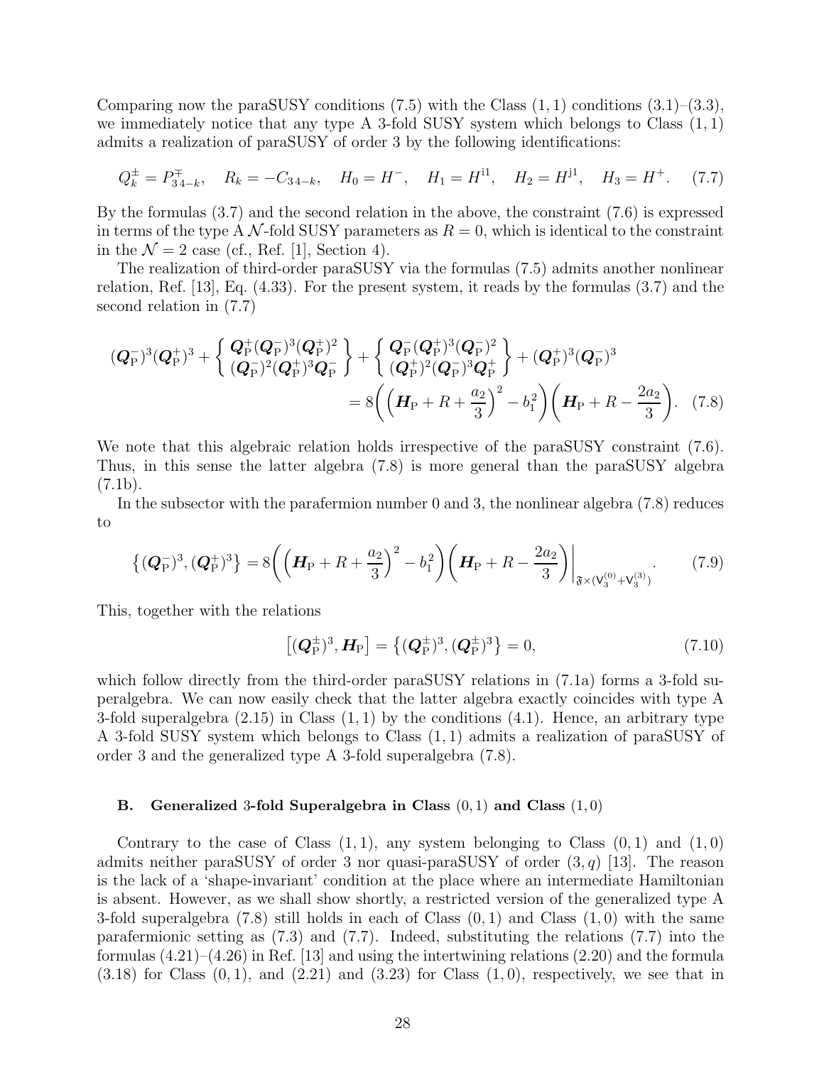Comparing now the paraSUSY conditions (7.5) with the Class $(1,1)$ conditions (3.1)–(3.3), we immediately notice that any type A 3-fold SUSY system which belongs to Class $(1,1)$ admits a realization of paraSUSY of order 3 by the following identifications:

$$Q_k^{\pm} = P_{3\,4-k}^{\mp}, \quad R_k = -C_{3\,4-k}, \quad H_0 = H^-, \quad H_1 = H^{\mathrm{i}1}, \quad H_2 = H^{\mathrm{j}1}, \quad H_3 = H^+. \tag{7.7}$$

By the formulas (3.7) and the second relation in the above, the constraint (7.6) is expressed in terms of the type A $\mathcal{N}$-fold SUSY parameters as $R = 0$, which is identical to the constraint in the $\mathcal{N} = 2$ case (cf., Ref. [1], Section 4).

The realization of third-order paraSUSY via the formulas (7.5) admits another nonlinear relation, Ref. [13], Eq. (4.33). For the present system, it reads by the formulas (3.7) and the second relation in (7.7)

$$(\boldsymbol{Q}_{\mathrm{P}}^-)^3(\boldsymbol{Q}_{\mathrm{P}}^+)^3 + \left\{ \begin{array}{c} \boldsymbol{Q}_{\mathrm{P}}^+(\boldsymbol{Q}_{\mathrm{P}}^-)^3(\boldsymbol{Q}_{\mathrm{P}}^+)^2 \\ (\boldsymbol{Q}_{\mathrm{P}}^-)^2(\boldsymbol{Q}_{\mathrm{P}}^+)^3\boldsymbol{Q}_{\mathrm{P}}^- \end{array} \right\} + \left\{ \begin{array}{c} \boldsymbol{Q}_{\mathrm{P}}^-(\boldsymbol{Q}_{\mathrm{P}}^+)^3(\boldsymbol{Q}_{\mathrm{P}}^-)^2 \\ (\boldsymbol{Q}_{\mathrm{P}}^+)^2(\boldsymbol{Q}_{\mathrm{P}}^-)^3\boldsymbol{Q}_{\mathrm{P}}^+ \end{array} \right\} + (\boldsymbol{Q}_{\mathrm{P}}^+)^3(\boldsymbol{Q}_{\mathrm{P}}^-)^3$$
$$= 8\left(\left(\boldsymbol{H}_{\mathrm{P}} + R + \frac{a_2}{3}\right)^2 - b_1^2\right)\left(\boldsymbol{H}_{\mathrm{P}} + R - \frac{2a_2}{3}\right). \tag{7.8}$$

We note that this algebraic relation holds irrespective of the paraSUSY constraint (7.6). Thus, in this sense the latter algebra (7.8) is more general than the paraSUSY algebra (7.1b).

In the subsector with the parafermion number 0 and 3, the nonlinear algebra (7.8) reduces to

$$\left\{(\boldsymbol{Q}_{\mathrm{P}}^-)^3, (\boldsymbol{Q}_{\mathrm{P}}^+)^3\right\} = 8\left(\left(\boldsymbol{H}_{\mathrm{P}} + R + \frac{a_2}{3}\right)^2 - b_1^2\right)\left(\boldsymbol{H}_{\mathrm{P}} + R - \frac{2a_2}{3}\right)\Bigg|_{\mathfrak{F}\times(\mathsf{V}_3^{(0)}+\mathsf{V}_3^{(3)})}. \tag{7.9}$$

This, together with the relations

$$\left[(\boldsymbol{Q}_{\mathrm{P}}^{\pm})^3, \boldsymbol{H}_{\mathrm{P}}\right] = \left\{(\boldsymbol{Q}_{\mathrm{P}}^{\pm})^3, (\boldsymbol{Q}_{\mathrm{P}}^{\pm})^3\right\} = 0, \tag{7.10}$$

which follow directly from the third-order paraSUSY relations in (7.1a) forms a 3-fold superalgebra. We can now easily check that the latter algebra exactly coincides with type A 3-fold superalgebra (2.15) in Class $(1,1)$ by the conditions (4.1). Hence, an arbitrary type A 3-fold SUSY system which belongs to Class $(1,1)$ admits a realization of paraSUSY of order 3 and the generalized type A 3-fold superalgebra (7.8).

### B. Generalized 3-fold Superalgebra in Class $(0,1)$ and Class $(1,0)$

Contrary to the case of Class $(1,1)$, any system belonging to Class $(0,1)$ and $(1,0)$ admits neither paraSUSY of order 3 nor quasi-paraSUSY of order $(3,q)$ [13]. The reason is the lack of a 'shape-invariant' condition at the place where an intermediate Hamiltonian is absent. However, as we shall show shortly, a restricted version of the generalized type A 3-fold superalgebra (7.8) still holds in each of Class $(0,1)$ and Class $(1,0)$ with the same parafermionic setting as (7.3) and (7.7). Indeed, substituting the relations (7.7) into the formulas (4.21)–(4.26) in Ref. [13] and using the intertwining relations (2.20) and the formula (3.18) for Class $(0,1)$, and (2.21) and (3.23) for Class $(1,0)$, respectively, we see that in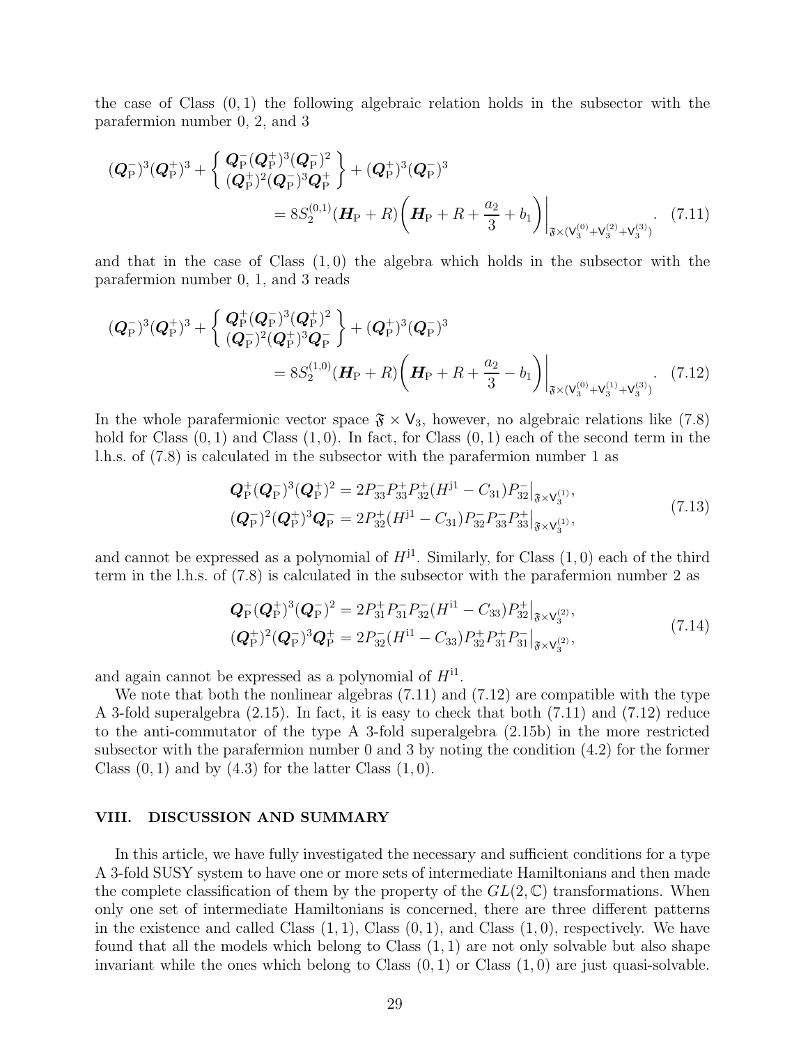the case of Class $(0,1)$ the following algebraic relation holds in the subsector with the parafermion number 0, 2, and 3

$$
(\boldsymbol{Q}_{\mathrm{P}}^{-})^{3}(\boldsymbol{Q}_{\mathrm{P}}^{+})^{3} + \left\{ \begin{array}{c} \boldsymbol{Q}_{\mathrm{P}}^{-}(\boldsymbol{Q}_{\mathrm{P}}^{+})^{3}(\boldsymbol{Q}_{\mathrm{P}}^{-})^{2} \\ (\boldsymbol{Q}_{\mathrm{P}}^{+})^{2}(\boldsymbol{Q}_{\mathrm{P}}^{-})^{3}\boldsymbol{Q}_{\mathrm{P}}^{+} \end{array} \right\} + (\boldsymbol{Q}_{\mathrm{P}}^{+})^{3}(\boldsymbol{Q}_{\mathrm{P}}^{-})^{3}
= 8S_{2}^{(0,1)}(\boldsymbol{H}_{\mathrm{P}}+R)\left(\boldsymbol{H}_{\mathrm{P}}+R+\frac{a_{2}}{3}+b_{1}\right)\bigg|_{\mathfrak{F}\times(\mathsf{V}_{3}^{(0)}+\mathsf{V}_{3}^{(2)}+\mathsf{V}_{3}^{(3)})}. \quad (7.11)
$$

and that in the case of Class $(1,0)$ the algebra which holds in the subsector with the parafermion number 0, 1, and 3 reads

$$
(\boldsymbol{Q}_{\mathrm{P}}^{-})^{3}(\boldsymbol{Q}_{\mathrm{P}}^{+})^{3} + \left\{ \begin{array}{c} \boldsymbol{Q}_{\mathrm{P}}^{+}(\boldsymbol{Q}_{\mathrm{P}}^{-})^{3}(\boldsymbol{Q}_{\mathrm{P}}^{+})^{2} \\ (\boldsymbol{Q}_{\mathrm{P}}^{-})^{2}(\boldsymbol{Q}_{\mathrm{P}}^{+})^{3}\boldsymbol{Q}_{\mathrm{P}}^{-} \end{array} \right\} + (\boldsymbol{Q}_{\mathrm{P}}^{+})^{3}(\boldsymbol{Q}_{\mathrm{P}}^{-})^{3}
= 8S_{2}^{(1,0)}(\boldsymbol{H}_{\mathrm{P}}+R)\left(\boldsymbol{H}_{\mathrm{P}}+R+\frac{a_{2}}{3}-b_{1}\right)\bigg|_{\mathfrak{F}\times(\mathsf{V}_{3}^{(0)}+\mathsf{V}_{3}^{(1)}+\mathsf{V}_{3}^{(3)})}. \quad (7.12)
$$

In the whole parafermionic vector space $\mathfrak{F}\times\mathsf{V}_{3}$, however, no algebraic relations like (7.8) hold for Class $(0,1)$ and Class $(1,0)$. In fact, for Class $(0,1)$ each of the second term in the l.h.s. of (7.8) is calculated in the subsector with the parafermion number 1 as

$$
\begin{aligned}
\boldsymbol{Q}_{\mathrm{P}}^{+}(\boldsymbol{Q}_{\mathrm{P}}^{-})^{3}(\boldsymbol{Q}_{\mathrm{P}}^{+})^{2} &= 2P_{33}^{-}P_{33}^{+}P_{32}^{+}(H^{\mathrm{j}1}-C_{31})P_{32}^{-}\big|_{\mathfrak{F}\times\mathsf{V}_{3}^{(1)}},\\
(\boldsymbol{Q}_{\mathrm{P}}^{-})^{2}(\boldsymbol{Q}_{\mathrm{P}}^{+})^{3}\boldsymbol{Q}_{\mathrm{P}}^{-} &= 2P_{32}^{+}(H^{\mathrm{j}1}-C_{31})P_{32}^{-}P_{33}^{-}P_{33}^{+}\big|_{\mathfrak{F}\times\mathsf{V}_{3}^{(1)}},
\end{aligned} \quad (7.13)
$$

and cannot be expressed as a polynomial of $H^{\mathrm{j}1}$. Similarly, for Class $(1,0)$ each of the third term in the l.h.s. of (7.8) is calculated in the subsector with the parafermion number 2 as

$$
\begin{aligned}
\boldsymbol{Q}_{\mathrm{P}}^{-}(\boldsymbol{Q}_{\mathrm{P}}^{+})^{3}(\boldsymbol{Q}_{\mathrm{P}}^{-})^{2} &= 2P_{31}^{+}P_{31}^{-}P_{32}^{-}(H^{\mathrm{i}1}-C_{33})P_{32}^{+}\big|_{\mathfrak{F}\times\mathsf{V}_{3}^{(2)}},\\
(\boldsymbol{Q}_{\mathrm{P}}^{+})^{2}(\boldsymbol{Q}_{\mathrm{P}}^{-})^{3}\boldsymbol{Q}_{\mathrm{P}}^{+} &= 2P_{32}^{-}(H^{\mathrm{i}1}-C_{33})P_{32}^{+}P_{31}^{+}P_{31}^{-}\big|_{\mathfrak{F}\times\mathsf{V}_{3}^{(2)}},
\end{aligned} \quad (7.14)
$$

and again cannot be expressed as a polynomial of $H^{\mathrm{i}1}$.

We note that both the nonlinear algebras (7.11) and (7.12) are compatible with the type A 3-fold superalgebra (2.15). In fact, it is easy to check that both (7.11) and (7.12) reduce to the anti-commutator of the type A 3-fold superalgebra (2.15b) in the more restricted subsector with the parafermion number 0 and 3 by noting the condition (4.2) for the former Class $(0,1)$ and by (4.3) for the latter Class $(1,0)$.

## VIII. DISCUSSION AND SUMMARY

In this article, we have fully investigated the necessary and sufficient conditions for a type A 3-fold SUSY system to have one or more sets of intermediate Hamiltonians and then made the complete classification of them by the property of the $GL(2,\mathbb{C})$ transformations. When only one set of intermediate Hamiltonians is concerned, there are three different patterns in the existence and called Class $(1,1)$, Class $(0,1)$, and Class $(1,0)$, respectively. We have found that all the models which belong to Class $(1,1)$ are not only solvable but also shape invariant while the ones which belong to Class $(0,1)$ or Class $(1,0)$ are just quasi-solvable.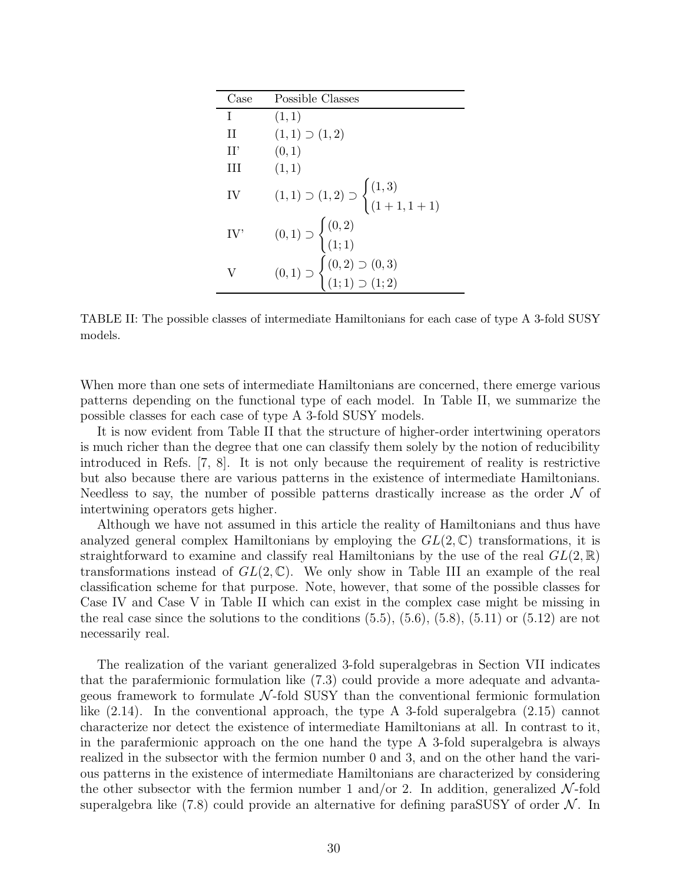| Case | Possible Classes |
|---|---|
| I | $(1,1)$ |
| II | $(1,1) \supset (1,2)$ |
| II' | $(0,1)$ |
| III | $(1,1)$ |
| IV | $(1,1) \supset (1,2) \supset \begin{cases} (1,3) \\ (1+1,1+1) \end{cases}$ |
| IV' | $(0,1) \supset \begin{cases} (0,2) \\ (1;1) \end{cases}$ |
| V | $(0,1) \supset \begin{cases} (0,2) \supset (0,3) \\ (1;1) \supset (1;2) \end{cases}$ |

TABLE II: The possible classes of intermediate Hamiltonians for each case of type A 3-fold SUSY models.

When more than one sets of intermediate Hamiltonians are concerned, there emerge various patterns depending on the functional type of each model. In Table II, we summarize the possible classes for each case of type A 3-fold SUSY models.

It is now evident from Table II that the structure of higher-order intertwining operators is much richer than the degree that one can classify them solely by the notion of reducibility introduced in Refs. [7, 8]. It is not only because the requirement of reality is restrictive but also because there are various patterns in the existence of intermediate Hamiltonians. Needless to say, the number of possible patterns drastically increase as the order $\mathcal{N}$ of intertwining operators gets higher.

Although we have not assumed in this article the reality of Hamiltonians and thus have analyzed general complex Hamiltonians by employing the $GL(2,\mathbb{C})$ transformations, it is straightforward to examine and classify real Hamiltonians by the use of the real $GL(2,\mathbb{R})$ transformations instead of $GL(2,\mathbb{C})$. We only show in Table III an example of the real classification scheme for that purpose. Note, however, that some of the possible classes for Case IV and Case V in Table II which can exist in the complex case might be missing in the real case since the solutions to the conditions (5.5), (5.6), (5.8), (5.11) or (5.12) are not necessarily real.

The realization of the variant generalized 3-fold superalgebras in Section VII indicates that the parafermionic formulation like (7.3) could provide a more adequate and advantageous framework to formulate $\mathcal{N}$-fold SUSY than the conventional fermionic formulation like (2.14). In the conventional approach, the type A 3-fold superalgebra (2.15) cannot characterize nor detect the existence of intermediate Hamiltonians at all. In contrast to it, in the parafermionic approach on the one hand the type A 3-fold superalgebra is always realized in the subsector with the fermion number 0 and 3, and on the other hand the various patterns in the existence of intermediate Hamiltonians are characterized by considering the other subsector with the fermion number 1 and/or 2. In addition, generalized $\mathcal{N}$-fold superalgebra like (7.8) could provide an alternative for defining paraSUSY of order $\mathcal{N}$. In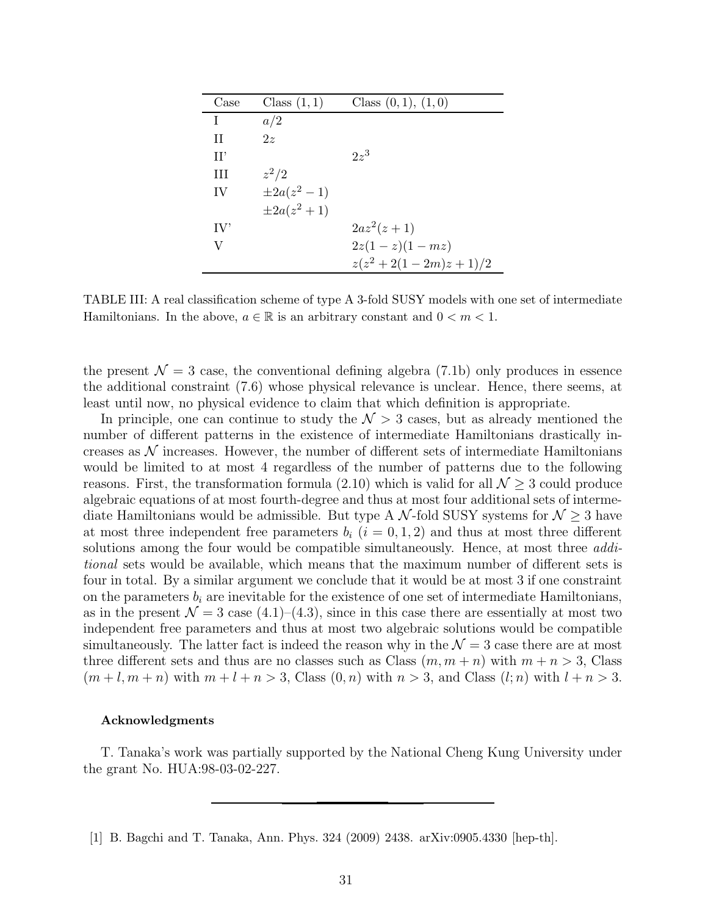| Case | Class $(1,1)$ | Class $(0,1)$, $(1,0)$ |
|---|---|---|
| I | $a/2$ | |
| II | $2z$ | |
| II' | | $2z^3$ |
| III | $z^2/2$ | |
| IV | $\pm 2a(z^2-1)$ | |
| | $\pm 2a(z^2+1)$ | |
| IV' | | $2az^2(z+1)$ |
| V | | $2z(1-z)(1-mz)$ |
| | | $z(z^2+2(1-2m)z+1)/2$ |

TABLE III: A real classification scheme of type A 3-fold SUSY models with one set of intermediate Hamiltonians. In the above, $a \in \mathbb{R}$ is an arbitrary constant and $0 < m < 1$.

the present $\mathcal{N} = 3$ case, the conventional defining algebra (7.1b) only produces in essence the additional constraint (7.6) whose physical relevance is unclear. Hence, there seems, at least until now, no physical evidence to claim that which definition is appropriate.

In principle, one can continue to study the $\mathcal{N} > 3$ cases, but as already mentioned the number of different patterns in the existence of intermediate Hamiltonians drastically increases as $\mathcal{N}$ increases. However, the number of different sets of intermediate Hamiltonians would be limited to at most 4 regardless of the number of patterns due to the following reasons. First, the transformation formula (2.10) which is valid for all $\mathcal{N} \geq 3$ could produce algebraic equations of at most fourth-degree and thus at most four additional sets of intermediate Hamiltonians would be admissible. But type A $\mathcal{N}$-fold SUSY systems for $\mathcal{N} \geq 3$ have at most three independent free parameters $b_i$ ($i = 0, 1, 2$) and thus at most three different solutions among the four would be compatible simultaneously. Hence, at most three *additional* sets would be available, which means that the maximum number of different sets is four in total. By a similar argument we conclude that it would be at most 3 if one constraint on the parameters $b_i$ are inevitable for the existence of one set of intermediate Hamiltonians, as in the present $\mathcal{N} = 3$ case (4.1)–(4.3), since in this case there are essentially at most two independent free parameters and thus at most two algebraic solutions would be compatible simultaneously. The latter fact is indeed the reason why in the $\mathcal{N} = 3$ case there are at most three different sets and thus are no classes such as Class $(m, m+n)$ with $m + n > 3$, Class $(m + l, m + n)$ with $m + l + n > 3$, Class $(0, n)$ with $n > 3$, and Class $(l; n)$ with $l + n > 3$.

#### Acknowledgments

T. Tanaka's work was partially supported by the National Cheng Kung University under the grant No. HUA:98-03-02-227.

---

[1] B. Bagchi and T. Tanaka, Ann. Phys. 324 (2009) 2438. arXiv:0905.4330 [hep-th].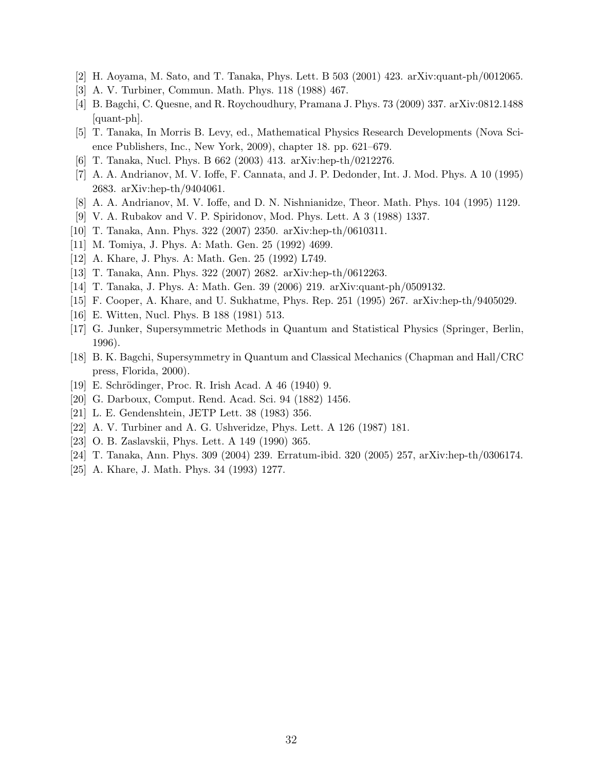[2] H. Aoyama, M. Sato, and T. Tanaka, Phys. Lett. B 503 (2001) 423. arXiv:quant-ph/0012065.

[3] A. V. Turbiner, Commun. Math. Phys. 118 (1988) 467.

[4] B. Bagchi, C. Quesne, and R. Roychoudhury, Pramana J. Phys. 73 (2009) 337. arXiv:0812.1488 [quant-ph].

[5] T. Tanaka, In Morris B. Levy, ed., Mathematical Physics Research Developments (Nova Science Publishers, Inc., New York, 2009), chapter 18. pp. 621–679.

[6] T. Tanaka, Nucl. Phys. B 662 (2003) 413. arXiv:hep-th/0212276.

[7] A. A. Andrianov, M. V. Ioffe, F. Cannata, and J. P. Dedonder, Int. J. Mod. Phys. A 10 (1995) 2683. arXiv:hep-th/9404061.

[8] A. A. Andrianov, M. V. Ioffe, and D. N. Nishnianidze, Theor. Math. Phys. 104 (1995) 1129.

[9] V. A. Rubakov and V. P. Spiridonov, Mod. Phys. Lett. A 3 (1988) 1337.

[10] T. Tanaka, Ann. Phys. 322 (2007) 2350. arXiv:hep-th/0610311.

[11] M. Tomiya, J. Phys. A: Math. Gen. 25 (1992) 4699.

[12] A. Khare, J. Phys. A: Math. Gen. 25 (1992) L749.

[13] T. Tanaka, Ann. Phys. 322 (2007) 2682. arXiv:hep-th/0612263.

[14] T. Tanaka, J. Phys. A: Math. Gen. 39 (2006) 219. arXiv:quant-ph/0509132.

[15] F. Cooper, A. Khare, and U. Sukhatme, Phys. Rep. 251 (1995) 267. arXiv:hep-th/9405029.

[16] E. Witten, Nucl. Phys. B 188 (1981) 513.

[17] G. Junker, Supersymmetric Methods in Quantum and Statistical Physics (Springer, Berlin, 1996).

[18] B. K. Bagchi, Supersymmetry in Quantum and Classical Mechanics (Chapman and Hall/CRC press, Florida, 2000).

[19] E. Schrödinger, Proc. R. Irish Acad. A 46 (1940) 9.

[20] G. Darboux, Comput. Rend. Acad. Sci. 94 (1882) 1456.

[21] L. E. Gendenshtein, JETP Lett. 38 (1983) 356.

[22] A. V. Turbiner and A. G. Ushveridze, Phys. Lett. A 126 (1987) 181.

[23] O. B. Zaslavskii, Phys. Lett. A 149 (1990) 365.

[24] T. Tanaka, Ann. Phys. 309 (2004) 239. Erratum-ibid. 320 (2005) 257, arXiv:hep-th/0306174.

[25] A. Khare, J. Math. Phys. 34 (1993) 1277.